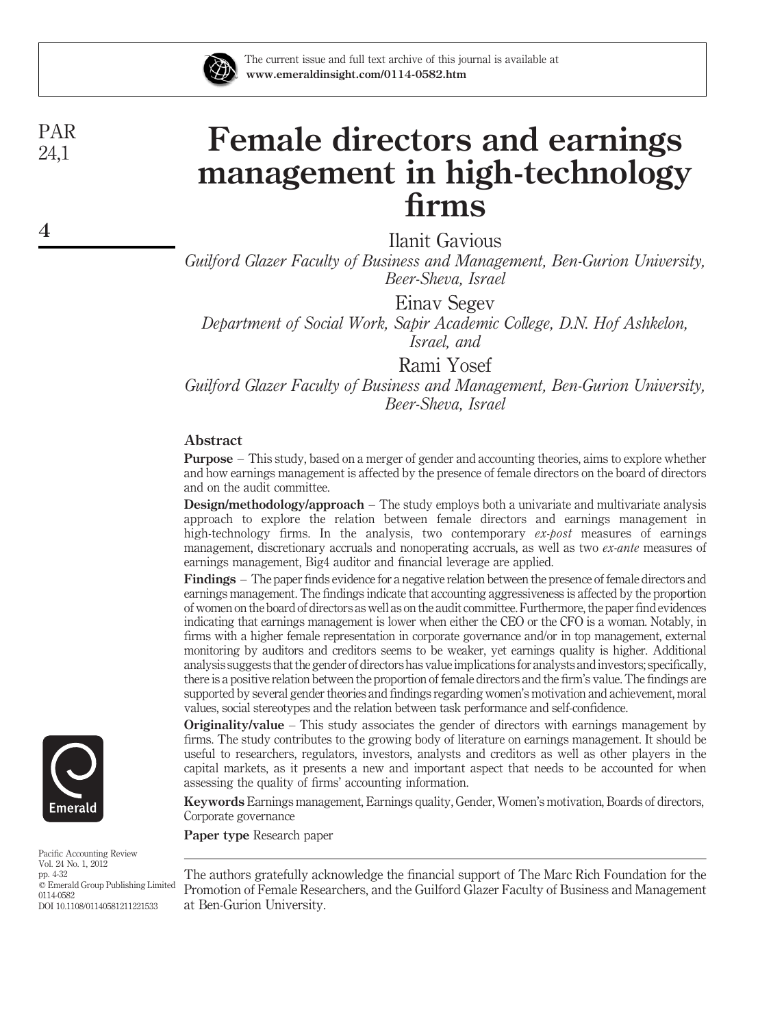# Female directors and earnings management in high-technology firms

Ilanit Gavious

*Guilford Glazer Faculty of Business and Management, Ben-Gurion University, Beer-Sheva, Israel*

Einav Segev

*Department of Social Work, Sapir Academic College, D.N. Hof Ashkelon, Israel, and*

Rami Yosef

*Guilford Glazer Faculty of Business and Management, Ben-Gurion University, Beer-Sheva, Israel*

## Abstract

**Purpose** – This study, based on a merger of gender and accounting theories, aims to explore whether and how earnings management is affected by the presence of female directors on the board of directors and on the audit committee.

**Design/methodology/approach** – The study employs both a univariate and multivariate analysis approach to explore the relation between female directors and earnings management in high-technology firms. In the analysis, two contemporary *ex-post* measures of earnings management, discretionary accruals and nonoperating accruals, as well as two *ex-ante* measures of earnings management, Big4 auditor and financial leverage are applied.

**Findings** – The paper finds evidence for a negative relation between the presence of female directors and earnings management. The findings indicate that accounting aggressiveness is affected by the proportion of women on the board of directors as well as on the audit committee. Furthermore, the paper find evidences indicating that earnings management is lower when either the CEO or the CFO is a woman. Notably, in firms with a higher female representation in corporate governance and/or in top management, external monitoring by auditors and creditors seems to be weaker, yet earnings quality is higher. Additional analysis suggests that the gender of directors has value implications for analysts and investors; specifically, there is a positive relation between the proportion of female directors and the firm's value. The findings are supported by several gender theories and findings regarding women's motivation and achievement, moral values, social stereotypes and the relation between task performance and self-confidence.

**Originality/value** – This study associates the gender of directors with earnings management by firms. The study contributes to the growing body of literature on earnings management. It should be useful to researchers, regulators, investors, analysts and creditors as well as other players in the capital markets, as it presents a new and important aspect that needs to be accounted for when assessing the quality of firms' accounting information.

**Keywords** Earnings management, Earnings quality, Gender, Women's motivation, Boards of directors, Corporate governance

**Paper type** Research paper

The authors gratefully acknowledge the financial support of The Marc Rich Foundation for the Promotion of Female Researchers, and the Guilford Glazer Faculty of Business and Management at Ben-Gurion University.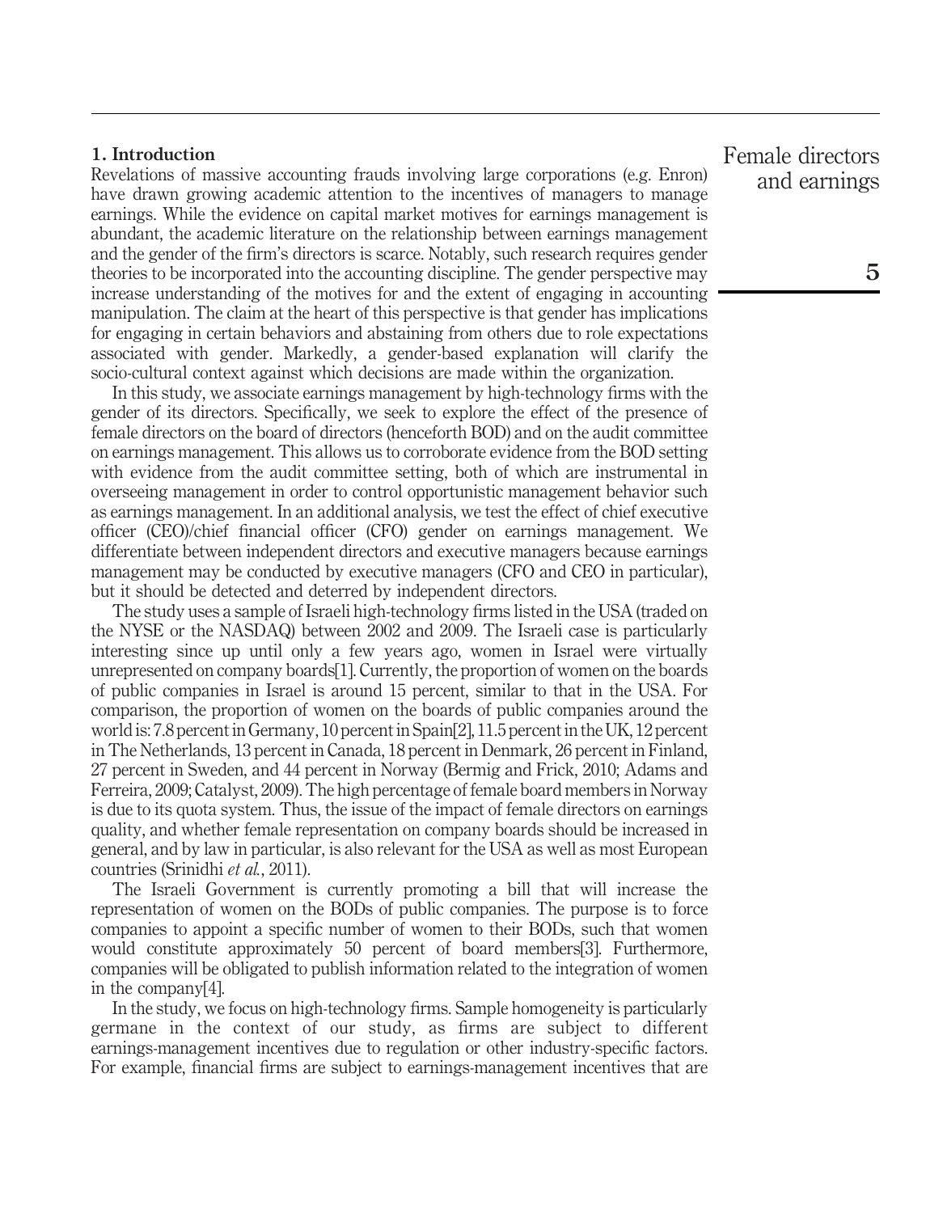## 1. Introduction

Revelations of massive accounting frauds involving large corporations (e.g. Enron) have drawn growing academic attention to the incentives of managers to manage earnings. While the evidence on capital market motives for earnings management is abundant, the academic literature on the relationship between earnings management and the gender of the firm's directors is scarce. Notably, such research requires gender theories to be incorporated into the accounting discipline. The gender perspective may increase understanding of the motives for and the extent of engaging in accounting manipulation. The claim at the heart of this perspective is that gender has implications for engaging in certain behaviors and abstaining from others due to role expectations associated with gender. Markedly, a gender-based explanation will clarify the socio-cultural context against which decisions are made within the organization.

In this study, we associate earnings management by high-technology firms with the gender of its directors. Specifically, we seek to explore the effect of the presence of female directors on the board of directors (henceforth BOD) and on the audit committee on earnings management. This allows us to corroborate evidence from the BOD setting with evidence from the audit committee setting, both of which are instrumental in overseeing management in order to control opportunistic management behavior such as earnings management. In an additional analysis, we test the effect of chief executive officer (CEO)/chief financial officer (CFO) gender on earnings management. We differentiate between independent directors and executive managers because earnings management may be conducted by executive managers (CFO and CEO in particular), but it should be detected and deterred by independent directors.

The study uses a sample of Israeli high-technology firms listed in the USA (traded on the NYSE or the NASDAQ) between 2002 and 2009. The Israeli case is particularly interesting since up until only a few years ago, women in Israel were virtually unrepresented on company boards[1]. Currently, the proportion of women on the boards of public companies in Israel is around 15 percent, similar to that in the USA. For comparison, the proportion of women on the boards of public companies around the world is: 7.8 percent in Germany, 10 percent in Spain[2], 11.5 percent in the UK, 12 percent in The Netherlands, 13 percent in Canada, 18 percent in Denmark, 26 percent in Finland, 27 percent in Sweden, and 44 percent in Norway (Bermig and Frick, 2010; Adams and Ferreira, 2009; Catalyst, 2009). The high percentage of female board members in Norway is due to its quota system. Thus, the issue of the impact of female directors on earnings quality, and whether female representation on company boards should be increased in general, and by law in particular, is also relevant for the USA as well as most European countries (Srinidhi *et al.*, 2011).

The Israeli Government is currently promoting a bill that will increase the representation of women on the BODs of public companies. The purpose is to force companies to appoint a specific number of women to their BODs, such that women would constitute approximately 50 percent of board members[3]. Furthermore, companies will be obligated to publish information related to the integration of women in the company[4].

In the study, we focus on high-technology firms. Sample homogeneity is particularly germane in the context of our study, as firms are subject to different earnings-management incentives due to regulation or other industry-specific factors. For example, financial firms are subject to earnings-management incentives that are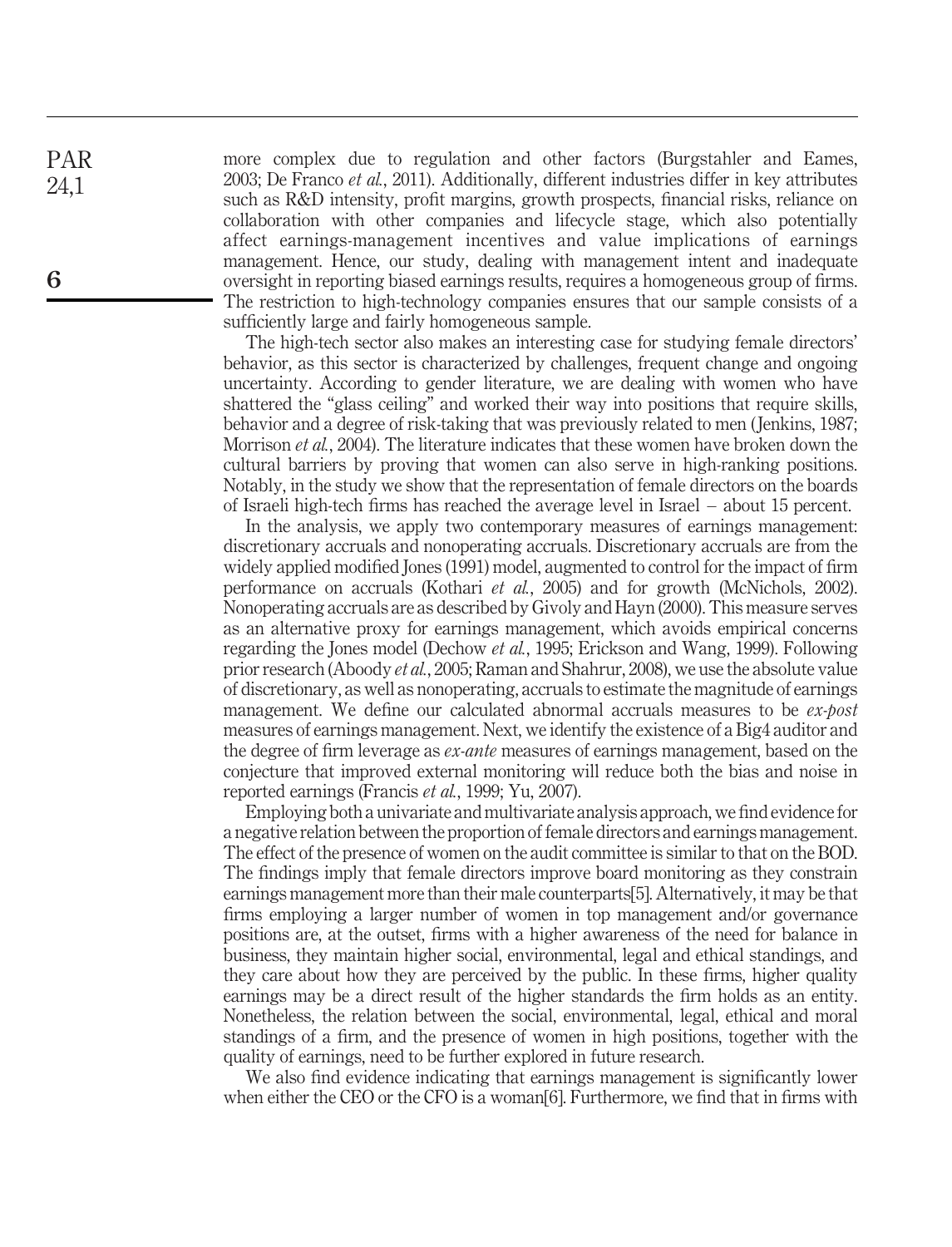more complex due to regulation and other factors (Burgstahler and Eames, 2003; De Franco *et al.*, 2011). Additionally, different industries differ in key attributes such as R&D intensity, profit margins, growth prospects, financial risks, reliance on collaboration with other companies and lifecycle stage, which also potentially affect earnings-management incentives and value implications of earnings management. Hence, our study, dealing with management intent and inadequate oversight in reporting biased earnings results, requires a homogeneous group of firms. The restriction to high-technology companies ensures that our sample consists of a sufficiently large and fairly homogeneous sample.

The high-tech sector also makes an interesting case for studying female directors' behavior, as this sector is characterized by challenges, frequent change and ongoing uncertainty. According to gender literature, we are dealing with women who have shattered the "glass ceiling" and worked their way into positions that require skills, behavior and a degree of risk-taking that was previously related to men (Jenkins, 1987; Morrison *et al.*, 2004). The literature indicates that these women have broken down the cultural barriers by proving that women can also serve in high-ranking positions. Notably, in the study we show that the representation of female directors on the boards of Israeli high-tech firms has reached the average level in Israel – about 15 percent.

In the analysis, we apply two contemporary measures of earnings management: discretionary accruals and nonoperating accruals. Discretionary accruals are from the widely applied modified Jones (1991) model, augmented to control for the impact of firm performance on accruals (Kothari *et al.*, 2005) and for growth (McNichols, 2002). Nonoperating accruals are as described by Givoly and Hayn (2000). This measure serves as an alternative proxy for earnings management, which avoids empirical concerns regarding the Jones model (Dechow *et al.*, 1995; Erickson and Wang, 1999). Following prior research (Aboody *et al.*, 2005; Raman and Shahrur, 2008), we use the absolute value of discretionary, as well as nonoperating, accruals to estimate the magnitude of earnings management. We define our calculated abnormal accruals measures to be *ex-post* measures of earnings management. Next, we identify the existence of a Big4 auditor and the degree of firm leverage as *ex-ante* measures of earnings management, based on the conjecture that improved external monitoring will reduce both the bias and noise in reported earnings (Francis *et al.*, 1999; Yu, 2007).

Employing both a univariate and multivariate analysis approach, we find evidence for a negative relation between the proportion of female directors and earnings management. The effect of the presence of women on the audit committee is similar to that on the BOD. The findings imply that female directors improve board monitoring as they constrain earnings management more than their male counterparts[5]. Alternatively, it may be that firms employing a larger number of women in top management and/or governance positions are, at the outset, firms with a higher awareness of the need for balance in business, they maintain higher social, environmental, legal and ethical standings, and they care about how they are perceived by the public. In these firms, higher quality earnings may be a direct result of the higher standards the firm holds as an entity. Nonetheless, the relation between the social, environmental, legal, ethical and moral standings of a firm, and the presence of women in high positions, together with the quality of earnings, need to be further explored in future research.

We also find evidence indicating that earnings management is significantly lower when either the CEO or the CFO is a woman[6]. Furthermore, we find that in firms with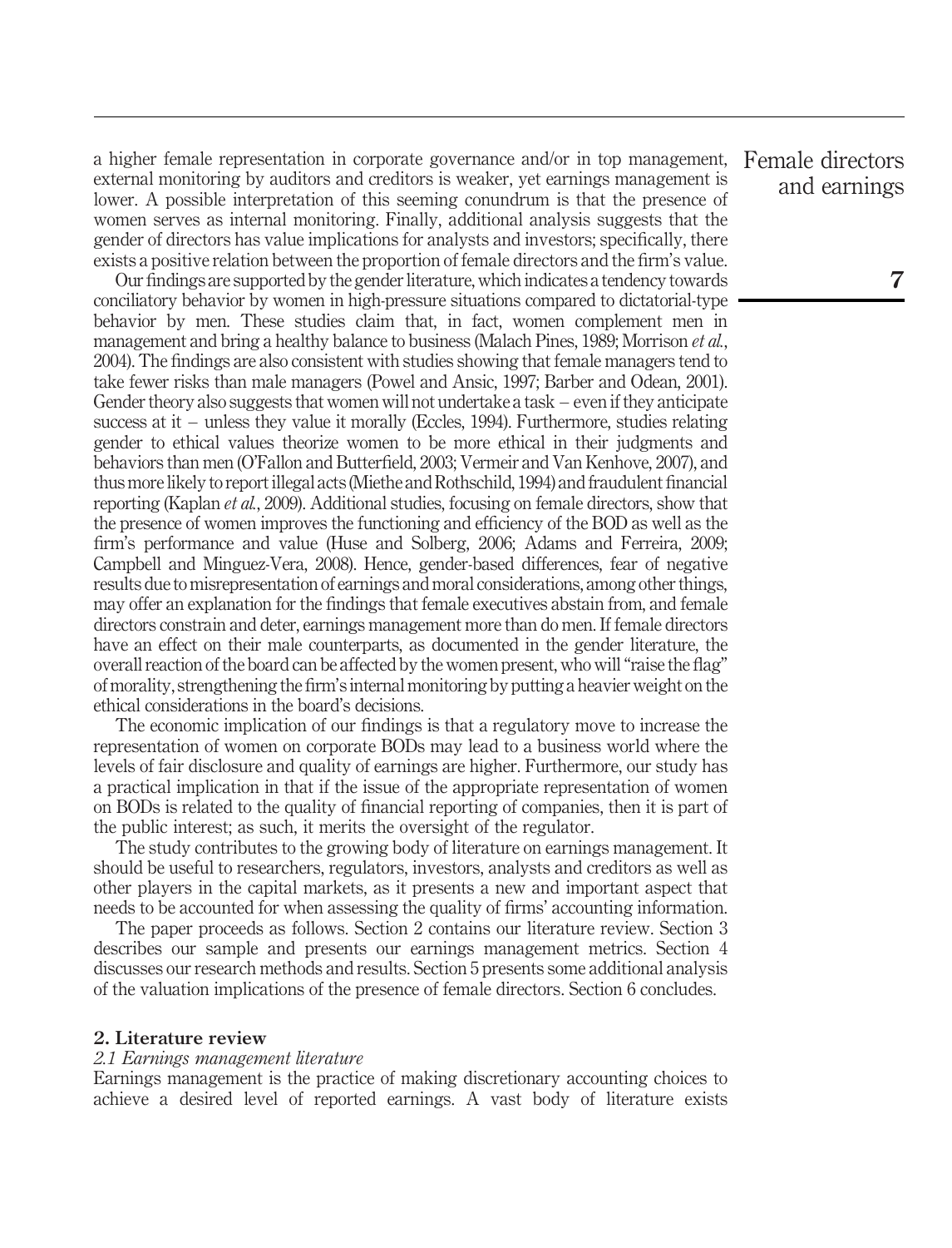a higher female representation in corporate governance and/or in top management, external monitoring by auditors and creditors is weaker, yet earnings management is lower. A possible interpretation of this seeming conundrum is that the presence of women serves as internal monitoring. Finally, additional analysis suggests that the gender of directors has value implications for analysts and investors; specifically, there exists a positive relation between the proportion of female directors and the firm's value.

Our findings are supported by the gender literature, which indicates a tendency towards conciliatory behavior by women in high-pressure situations compared to dictatorial-type behavior by men. These studies claim that, in fact, women complement men in management and bring a healthy balance to business (Malach Pines, 1989; Morrison *et al.*, 2004). The findings are also consistent with studies showing that female managers tend to take fewer risks than male managers (Powel and Ansic, 1997; Barber and Odean, 2001). Gender theory also suggests that women will not undertake a task – even if they anticipate success at it – unless they value it morally (Eccles, 1994). Furthermore, studies relating gender to ethical values theorize women to be more ethical in their judgments and behaviors than men (O'Fallon and Butterfield, 2003; Vermeir and Van Kenhove, 2007), and thus more likely to report illegal acts (Miethe and Rothschild, 1994) and fraudulent financial reporting (Kaplan *et al.*, 2009). Additional studies, focusing on female directors, show that the presence of women improves the functioning and efficiency of the BOD as well as the firm's performance and value (Huse and Solberg, 2006; Adams and Ferreira, 2009; Campbell and Minguez-Vera, 2008). Hence, gender-based differences, fear of negative results due to misrepresentation of earnings and moral considerations, among other things, may offer an explanation for the findings that female executives abstain from, and female directors constrain and deter, earnings management more than do men. If female directors have an effect on their male counterparts, as documented in the gender literature, the overall reaction of the board can be affected by the women present, who will "raise the flag" of morality, strengthening the firm's internal monitoring by putting a heavier weight on the ethical considerations in the board's decisions.

The economic implication of our findings is that a regulatory move to increase the representation of women on corporate BODs may lead to a business world where the levels of fair disclosure and quality of earnings are higher. Furthermore, our study has a practical implication in that if the issue of the appropriate representation of women on BODs is related to the quality of financial reporting of companies, then it is part of the public interest; as such, it merits the oversight of the regulator.

The study contributes to the growing body of literature on earnings management. It should be useful to researchers, regulators, investors, analysts and creditors as well as other players in the capital markets, as it presents a new and important aspect that needs to be accounted for when assessing the quality of firms' accounting information.

The paper proceeds as follows. Section 2 contains our literature review. Section 3 describes our sample and presents our earnings management metrics. Section 4 discusses our research methods and results. Section 5 presents some additional analysis of the valuation implications of the presence of female directors. Section 6 concludes.

## 2. Literature review

### *2.1 Earnings management literature*

Earnings management is the practice of making discretionary accounting choices to achieve a desired level of reported earnings. A vast body of literature exists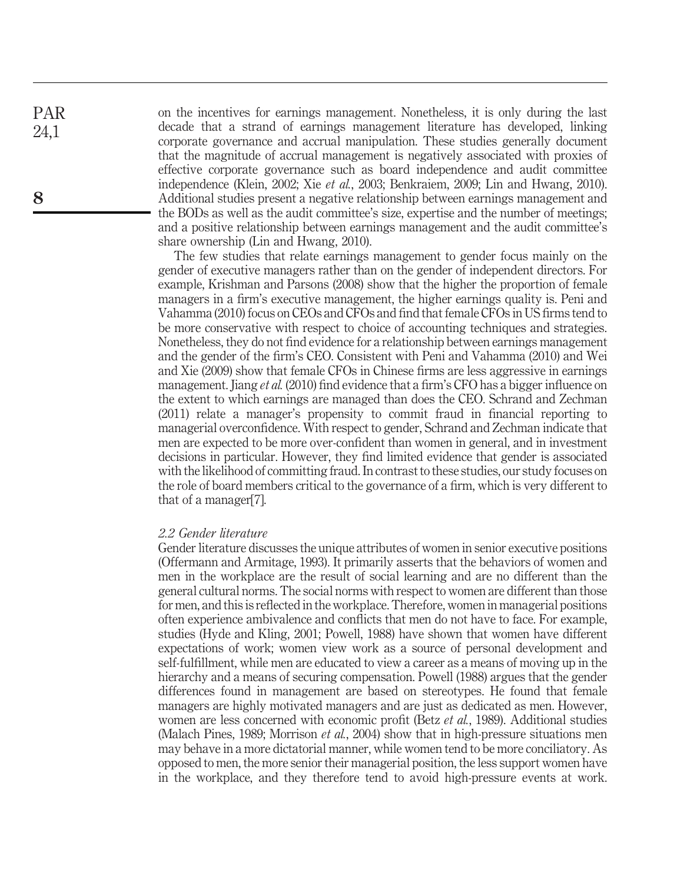on the incentives for earnings management. Nonetheless, it is only during the last decade that a strand of earnings management literature has developed, linking corporate governance and accrual manipulation. These studies generally document that the magnitude of accrual management is negatively associated with proxies of effective corporate governance such as board independence and audit committee independence (Klein, 2002; Xie *et al.*, 2003; Benkraiem, 2009; Lin and Hwang, 2010). Additional studies present a negative relationship between earnings management and the BODs as well as the audit committee's size, expertise and the number of meetings; and a positive relationship between earnings management and the audit committee's share ownership (Lin and Hwang, 2010).

The few studies that relate earnings management to gender focus mainly on the gender of executive managers rather than on the gender of independent directors. For example, Krishman and Parsons (2008) show that the higher the proportion of female managers in a firm's executive management, the higher earnings quality is. Peni and Vahamma (2010) focus on CEOs and CFOs and find that female CFOs in US firms tend to be more conservative with respect to choice of accounting techniques and strategies. Nonetheless, they do not find evidence for a relationship between earnings management and the gender of the firm's CEO. Consistent with Peni and Vahamma (2010) and Wei and Xie (2009) show that female CFOs in Chinese firms are less aggressive in earnings management. Jiang *et al.* (2010) find evidence that a firm's CFO has a bigger influence on the extent to which earnings are managed than does the CEO. Schrand and Zechman (2011) relate a manager's propensity to commit fraud in financial reporting to managerial overconfidence. With respect to gender, Schrand and Zechman indicate that men are expected to be more over-confident than women in general, and in investment decisions in particular. However, they find limited evidence that gender is associated with the likelihood of committing fraud. In contrast to these studies, our study focuses on the role of board members critical to the governance of a firm, which is very different to that of a manager[7].

### *2.2 Gender literature*

Gender literature discusses the unique attributes of women in senior executive positions (Offermann and Armitage, 1993). It primarily asserts that the behaviors of women and men in the workplace are the result of social learning and are no different than the general cultural norms. The social norms with respect to women are different than those for men, and this is reflected in the workplace. Therefore, women in managerial positions often experience ambivalence and conflicts that men do not have to face. For example, studies (Hyde and Kling, 2001; Powell, 1988) have shown that women have different expectations of work; women view work as a source of personal development and self-fulfillment, while men are educated to view a career as a means of moving up in the hierarchy and a means of securing compensation. Powell (1988) argues that the gender differences found in management are based on stereotypes. He found that female managers are highly motivated managers and are just as dedicated as men. However, women are less concerned with economic profit (Betz *et al.*, 1989). Additional studies (Malach Pines, 1989; Morrison *et al.*, 2004) show that in high-pressure situations men may behave in a more dictatorial manner, while women tend to be more conciliatory. As opposed to men, the more senior their managerial position, the less support women have in the workplace, and they therefore tend to avoid high-pressure events at work.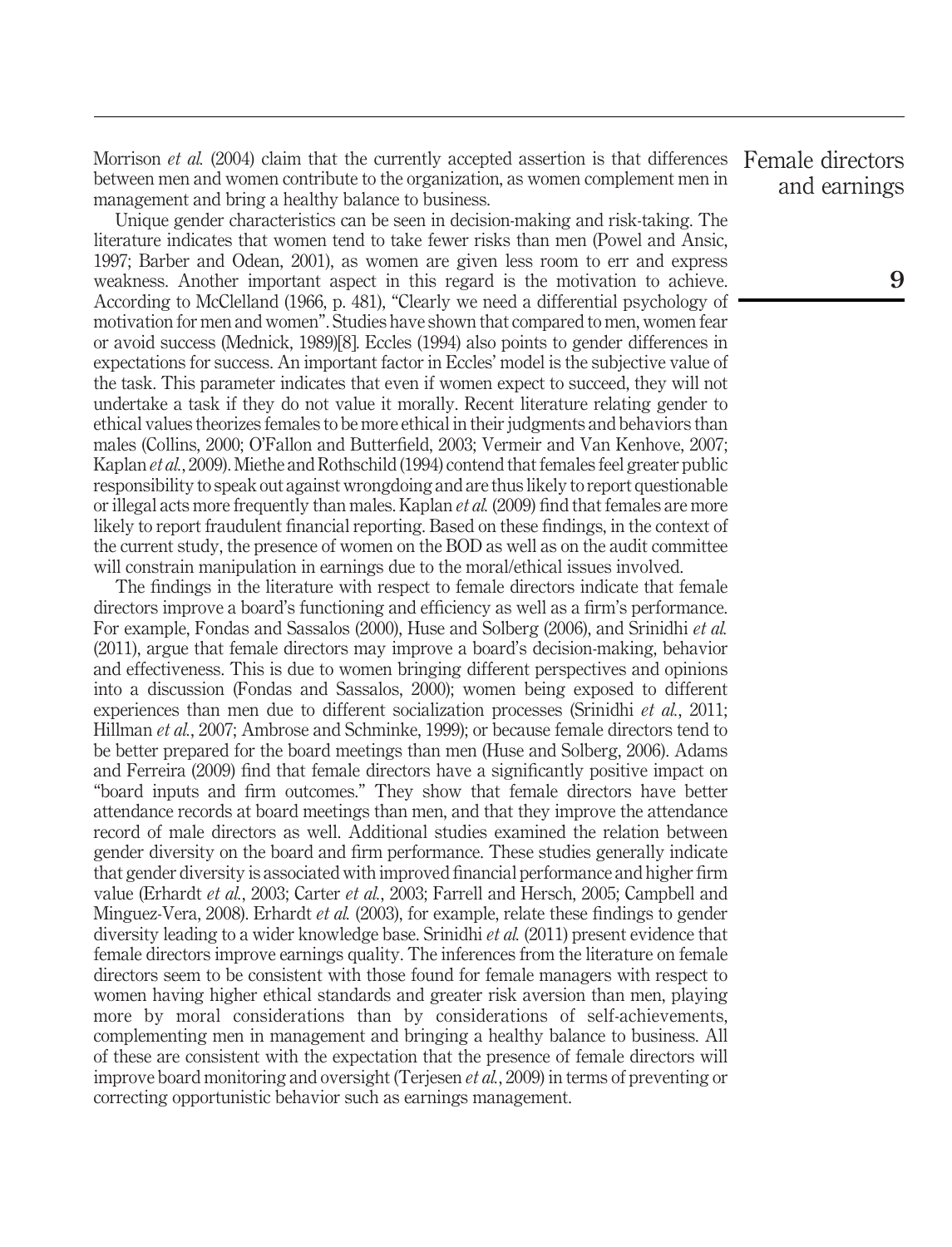Morrison *et al.* (2004) claim that the currently accepted assertion is that differences between men and women contribute to the organization, as women complement men in management and bring a healthy balance to business.

Unique gender characteristics can be seen in decision-making and risk-taking. The literature indicates that women tend to take fewer risks than men (Powel and Ansic, 1997; Barber and Odean, 2001), as women are given less room to err and express weakness. Another important aspect in this regard is the motivation to achieve. According to McClelland (1966, p. 481), "Clearly we need a differential psychology of motivation for men and women". Studies have shown that compared to men, women fear or avoid success (Mednick, 1989)[8]. Eccles (1994) also points to gender differences in expectations for success. An important factor in Eccles' model is the subjective value of the task. This parameter indicates that even if women expect to succeed, they will not undertake a task if they do not value it morally. Recent literature relating gender to ethical values theorizes females to be more ethical in their judgments and behaviors than males (Collins, 2000; O'Fallon and Butterfield, 2003; Vermeir and Van Kenhove, 2007; Kaplan *et al.*, 2009). Miethe and Rothschild (1994) contend that females feel greater public responsibility to speak out against wrongdoing and are thus likely to report questionable or illegal acts more frequently than males. Kaplan *et al.* (2009) find that females are more likely to report fraudulent financial reporting. Based on these findings, in the context of the current study, the presence of women on the BOD as well as on the audit committee will constrain manipulation in earnings due to the moral/ethical issues involved.

The findings in the literature with respect to female directors indicate that female directors improve a board's functioning and efficiency as well as a firm's performance. For example, Fondas and Sassalos (2000), Huse and Solberg (2006), and Srinidhi *et al.* (2011), argue that female directors may improve a board's decision-making, behavior and effectiveness. This is due to women bringing different perspectives and opinions into a discussion (Fondas and Sassalos, 2000); women being exposed to different experiences than men due to different socialization processes (Srinidhi *et al.*, 2011; Hillman *et al.*, 2007; Ambrose and Schminke, 1999); or because female directors tend to be better prepared for the board meetings than men (Huse and Solberg, 2006). Adams and Ferreira (2009) find that female directors have a significantly positive impact on "board inputs and firm outcomes." They show that female directors have better attendance records at board meetings than men, and that they improve the attendance record of male directors as well. Additional studies examined the relation between gender diversity on the board and firm performance. These studies generally indicate that gender diversity is associated with improved financial performance and higher firm value (Erhardt *et al.*, 2003; Carter *et al.*, 2003; Farrell and Hersch, 2005; Campbell and Minguez-Vera, 2008). Erhardt *et al.* (2003), for example, relate these findings to gender diversity leading to a wider knowledge base. Srinidhi *et al.* (2011) present evidence that female directors improve earnings quality. The inferences from the literature on female directors seem to be consistent with those found for female managers with respect to women having higher ethical standards and greater risk aversion than men, playing more by moral considerations than by considerations of self-achievements, complementing men in management and bringing a healthy balance to business. All of these are consistent with the expectation that the presence of female directors will improve board monitoring and oversight (Terjesen *et al.*, 2009) in terms of preventing or correcting opportunistic behavior such as earnings management.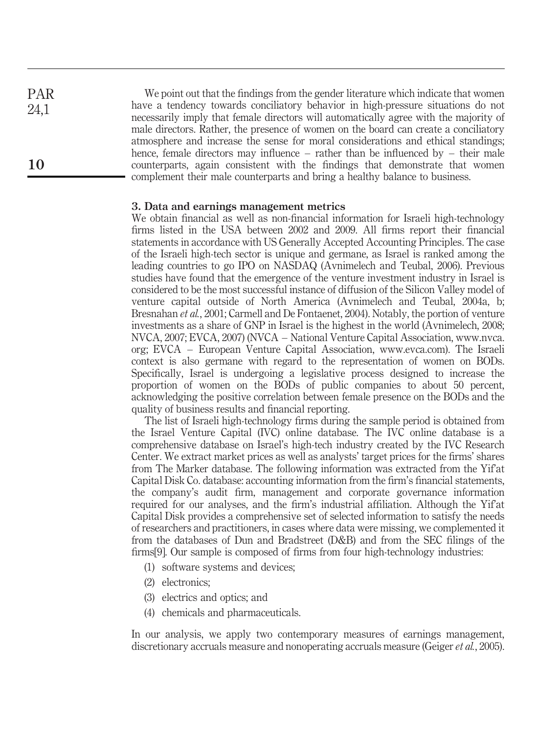We point out that the findings from the gender literature which indicate that women have a tendency towards conciliatory behavior in high-pressure situations do not necessarily imply that female directors will automatically agree with the majority of male directors. Rather, the presence of women on the board can create a conciliatory atmosphere and increase the sense for moral considerations and ethical standings; hence, female directors may influence – rather than be influenced by – their male counterparts, again consistent with the findings that demonstrate that women complement their male counterparts and bring a healthy balance to business.

## 3. Data and earnings management metrics

We obtain financial as well as non-financial information for Israeli high-technology firms listed in the USA between 2002 and 2009. All firms report their financial statements in accordance with US Generally Accepted Accounting Principles. The case of the Israeli high-tech sector is unique and germane, as Israel is ranked among the leading countries to go IPO on NASDAQ (Avnimelech and Teubal, 2006). Previous studies have found that the emergence of the venture investment industry in Israel is considered to be the most successful instance of diffusion of the Silicon Valley model of venture capital outside of North America (Avnimelech and Teubal, 2004a, b; Bresnahan *et al.*, 2001; Carmell and De Fontaenet, 2004). Notably, the portion of venture investments as a share of GNP in Israel is the highest in the world (Avnimelech, 2008; NVCA, 2007; EVCA, 2007) (NVCA – National Venture Capital Association, www.nvca.org; EVCA – European Venture Capital Association, www.evca.com). The Israeli context is also germane with regard to the representation of women on BODs. Specifically, Israel is undergoing a legislative process designed to increase the proportion of women on the BODs of public companies to about 50 percent, acknowledging the positive correlation between female presence on the BODs and the quality of business results and financial reporting.

The list of Israeli high-technology firms during the sample period is obtained from the Israel Venture Capital (IVC) online database. The IVC online database is a comprehensive database on Israel's high-tech industry created by the IVC Research Center. We extract market prices as well as analysts' target prices for the firms' shares from The Marker database. The following information was extracted from the Yif'at Capital Disk Co. database: accounting information from the firm's financial statements, the company's audit firm, management and corporate governance information required for our analyses, and the firm's industrial affiliation. Although the Yif'at Capital Disk provides a comprehensive set of selected information to satisfy the needs of researchers and practitioners, in cases where data were missing, we complemented it from the databases of Dun and Bradstreet (D&B) and from the SEC filings of the firms[9]. Our sample is composed of firms from four high-technology industries:

1. software systems and devices;
2. electronics;
3. electrics and optics; and
4. chemicals and pharmaceuticals.

In our analysis, we apply two contemporary measures of earnings management, discretionary accruals measure and nonoperating accruals measure (Geiger *et al.*, 2005).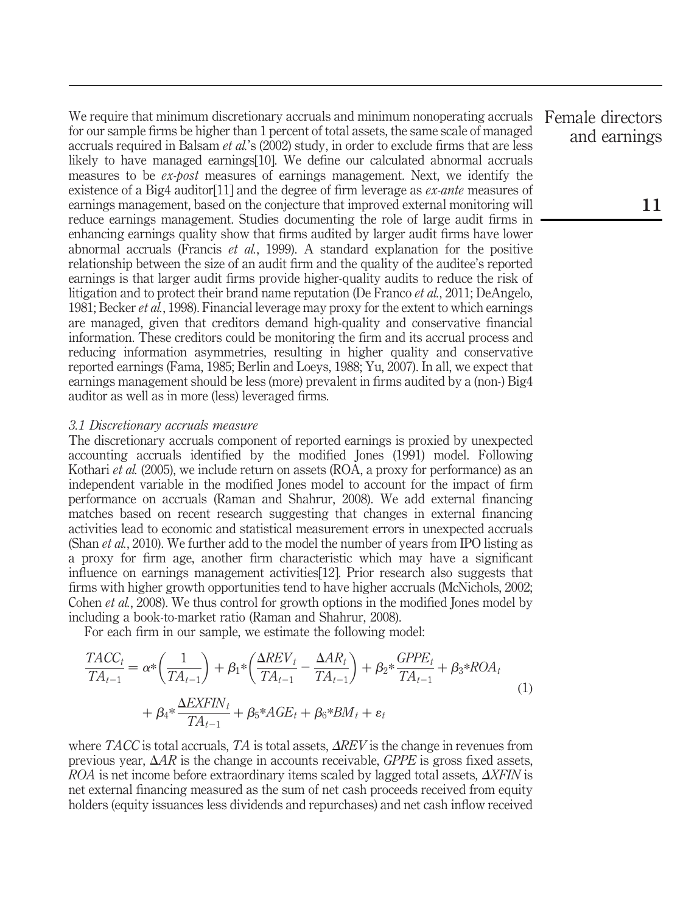We require that minimum discretionary accruals and minimum nonoperating accruals for our sample firms be higher than 1 percent of total assets, the same scale of managed accruals required in Balsam *et al.*'s (2002) study, in order to exclude firms that are less likely to have managed earnings[10]. We define our calculated abnormal accruals measures to be *ex-post* measures of earnings management. Next, we identify the existence of a Big4 auditor[11] and the degree of firm leverage as *ex-ante* measures of earnings management, based on the conjecture that improved external monitoring will reduce earnings management. Studies documenting the role of large audit firms in enhancing earnings quality show that firms audited by larger audit firms have lower abnormal accruals (Francis *et al.*, 1999). A standard explanation for the positive relationship between the size of an audit firm and the quality of the auditee's reported earnings is that larger audit firms provide higher-quality audits to reduce the risk of litigation and to protect their brand name reputation (De Franco *et al.*, 2011; DeAngelo, 1981; Becker *et al.*, 1998). Financial leverage may proxy for the extent to which earnings are managed, given that creditors demand high-quality and conservative financial information. These creditors could be monitoring the firm and its accrual process and reducing information asymmetries, resulting in higher quality and conservative reported earnings (Fama, 1985; Berlin and Loeys, 1988; Yu, 2007). In all, we expect that earnings management should be less (more) prevalent in firms audited by a (non-) Big4 auditor as well as in more (less) leveraged firms.

### *3.1 Discretionary accruals measure*

The discretionary accruals component of reported earnings is proxied by unexpected accounting accruals identified by the modified Jones (1991) model. Following Kothari *et al.* (2005), we include return on assets (ROA, a proxy for performance) as an independent variable in the modified Jones model to account for the impact of firm performance on accruals (Raman and Shahrur, 2008). We add external financing matches based on recent research suggesting that changes in external financing activities lead to economic and statistical measurement errors in unexpected accruals (Shan *et al.*, 2010). We further add to the model the number of years from IPO listing as a proxy for firm age, another firm characteristic which may have a significant influence on earnings management activities[12]. Prior research also suggests that firms with higher growth opportunities tend to have higher accruals (McNichols, 2002; Cohen *et al.*, 2008). We thus control for growth options in the modified Jones model by including a book-to-market ratio (Raman and Shahrur, 2008).

For each firm in our sample, we estimate the following model:

$$\frac{TACC_t}{TA_{t-1}} = \alpha*\left(\frac{1}{TA_{t-1}}\right) + \beta_1*\left(\frac{\Delta REV_t}{TA_{t-1}} - \frac{\Delta AR_t}{TA_{t-1}}\right) + \beta_2*\frac{GPPE_t}{TA_{t-1}} + \beta_3*ROA_t + \beta_4*\frac{\Delta EXFIN_t}{TA_{t-1}} + \beta_5*AGE_t + \beta_6*BM_t + \varepsilon_t \quad (1)$$

where $TACC$ is total accruals, $TA$ is total assets, $\Delta REV$ is the change in revenues from previous year, $\Delta AR$ is the change in accounts receivable, $GPPE$ is gross fixed assets, $ROA$ is net income before extraordinary items scaled by lagged total assets, $\Delta XFIN$ is net external financing measured as the sum of net cash proceeds received from equity holders (equity issuances less dividends and repurchases) and net cash inflow received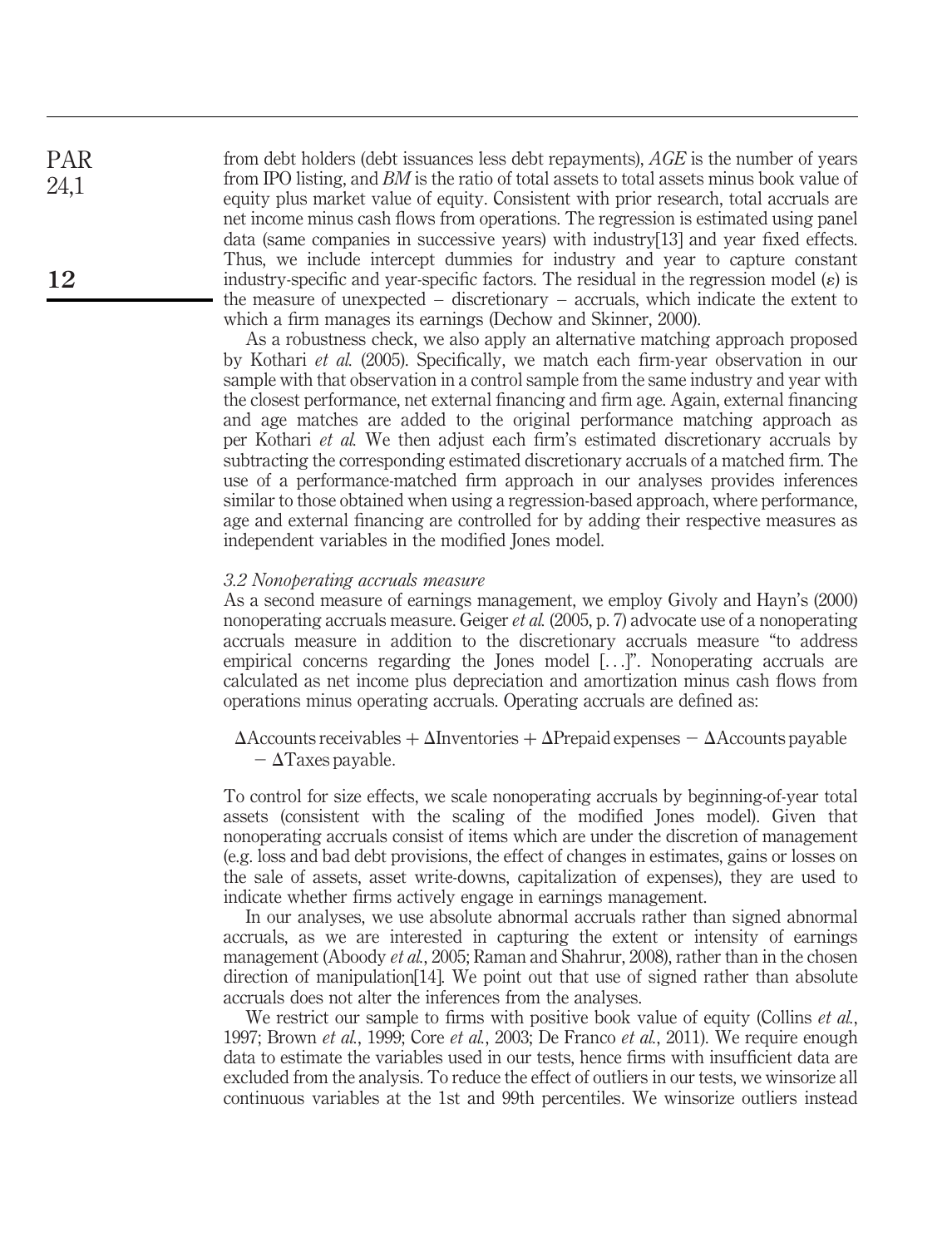from debt holders (debt issuances less debt repayments), *AGE* is the number of years from IPO listing, and *BM* is the ratio of total assets to total assets minus book value of equity plus market value of equity. Consistent with prior research, total accruals are net income minus cash flows from operations. The regression is estimated using panel data (same companies in successive years) with industry[13] and year fixed effects. Thus, we include intercept dummies for industry and year to capture constant industry-specific and year-specific factors. The residual in the regression model ($\varepsilon$) is the measure of unexpected – discretionary – accruals, which indicate the extent to which a firm manages its earnings (Dechow and Skinner, 2000).

As a robustness check, we also apply an alternative matching approach proposed by Kothari *et al.* (2005). Specifically, we match each firm-year observation in our sample with that observation in a control sample from the same industry and year with the closest performance, net external financing and firm age. Again, external financing and age matches are added to the original performance matching approach as per Kothari *et al.* We then adjust each firm's estimated discretionary accruals by subtracting the corresponding estimated discretionary accruals of a matched firm. The use of a performance-matched firm approach in our analyses provides inferences similar to those obtained when using a regression-based approach, where performance, age and external financing are controlled for by adding their respective measures as independent variables in the modified Jones model.

### *3.2 Nonoperating accruals measure*

As a second measure of earnings management, we employ Givoly and Hayn's (2000) nonoperating accruals measure. Geiger *et al.* (2005, p. 7) advocate use of a nonoperating accruals measure in addition to the discretionary accruals measure "to address empirical concerns regarding the Jones model [...]". Nonoperating accruals are calculated as net income plus depreciation and amortization minus cash flows from operations minus operating accruals. Operating accruals are defined as:

$$\Delta\text{Accounts receivables} + \Delta\text{Inventories} + \Delta\text{Prepaid expenses} - \Delta\text{Accounts payable} - \Delta\text{Taxes payable.}$$

To control for size effects, we scale nonoperating accruals by beginning-of-year total assets (consistent with the scaling of the modified Jones model). Given that nonoperating accruals consist of items which are under the discretion of management (e.g. loss and bad debt provisions, the effect of changes in estimates, gains or losses on the sale of assets, asset write-downs, capitalization of expenses), they are used to indicate whether firms actively engage in earnings management.

In our analyses, we use absolute abnormal accruals rather than signed abnormal accruals, as we are interested in capturing the extent or intensity of earnings management (Aboody *et al.*, 2005; Raman and Shahrur, 2008), rather than in the chosen direction of manipulation[14]. We point out that use of signed rather than absolute accruals does not alter the inferences from the analyses.

We restrict our sample to firms with positive book value of equity (Collins *et al.*, 1997; Brown *et al.*, 1999; Core *et al.*, 2003; De Franco *et al.*, 2011). We require enough data to estimate the variables used in our tests, hence firms with insufficient data are excluded from the analysis. To reduce the effect of outliers in our tests, we winsorize all continuous variables at the 1st and 99th percentiles. We winsorize outliers instead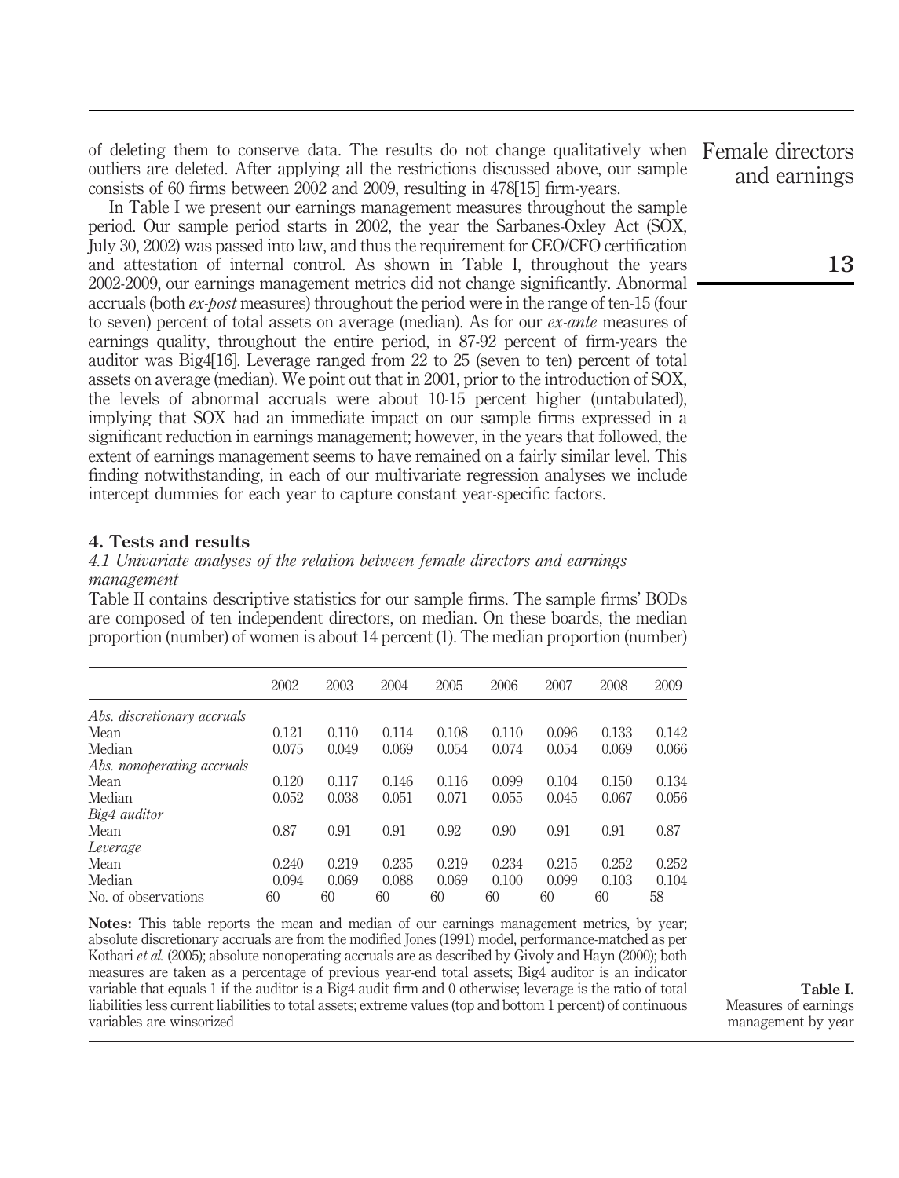of deleting them to conserve data. The results do not change qualitatively when outliers are deleted. After applying all the restrictions discussed above, our sample consists of 60 firms between 2002 and 2009, resulting in 478[15] firm-years.

In Table I we present our earnings management measures throughout the sample period. Our sample period starts in 2002, the year the Sarbanes-Oxley Act (SOX, July 30, 2002) was passed into law, and thus the requirement for CEO/CFO certification and attestation of internal control. As shown in Table I, throughout the years 2002-2009, our earnings management metrics did not change significantly. Abnormal accruals (both *ex-post* measures) throughout the period were in the range of ten-15 (four to seven) percent of total assets on average (median). As for our *ex-ante* measures of earnings quality, throughout the entire period, in 87-92 percent of firm-years the auditor was Big4[16]. Leverage ranged from 22 to 25 (seven to ten) percent of total assets on average (median). We point out that in 2001, prior to the introduction of SOX, the levels of abnormal accruals were about 10-15 percent higher (untabulated), implying that SOX had an immediate impact on our sample firms expressed in a significant reduction in earnings management; however, in the years that followed, the extent of earnings management seems to have remained on a fairly similar level. This finding notwithstanding, in each of our multivariate regression analyses we include intercept dummies for each year to capture constant year-specific factors.

## 4. Tests and results

### *4.1 Univariate analyses of the relation between female directors and earnings management*

Table II contains descriptive statistics for our sample firms. The sample firms' BODs are composed of ten independent directors, on median. On these boards, the median proportion (number) of women is about 14 percent (1). The median proportion (number)

| | 2002 | 2003 | 2004 | 2005 | 2006 | 2007 | 2008 | 2009 |
|---|---|---|---|---|---|---|---|---|
| *Abs. discretionary accruals* | | | | | | | | |
| Mean | 0.121 | 0.110 | 0.114 | 0.108 | 0.110 | 0.096 | 0.133 | 0.142 |
| Median | 0.075 | 0.049 | 0.069 | 0.054 | 0.074 | 0.054 | 0.069 | 0.066 |
| *Abs. nonoperating accruals* | | | | | | | | |
| Mean | 0.120 | 0.117 | 0.146 | 0.116 | 0.099 | 0.104 | 0.150 | 0.134 |
| Median | 0.052 | 0.038 | 0.051 | 0.071 | 0.055 | 0.045 | 0.067 | 0.056 |
| *Big4 auditor* | | | | | | | | |
| Mean | 0.87 | 0.91 | 0.91 | 0.92 | 0.90 | 0.91 | 0.91 | 0.87 |
| *Leverage* | | | | | | | | |
| Mean | 0.240 | 0.219 | 0.235 | 0.219 | 0.234 | 0.215 | 0.252 | 0.252 |
| Median | 0.094 | 0.069 | 0.088 | 0.069 | 0.100 | 0.099 | 0.103 | 0.104 |
| No. of observations | 60 | 60 | 60 | 60 | 60 | 60 | 60 | 58 |

**Notes:** This table reports the mean and median of our earnings management metrics, by year; absolute discretionary accruals are from the modified Jones (1991) model, performance-matched as per Kothari *et al.* (2005); absolute nonoperating accruals are as described by Givoly and Hayn (2000); both measures are taken as a percentage of previous year-end total assets; Big4 auditor is an indicator variable that equals 1 if the auditor is a Big4 audit firm and 0 otherwise; leverage is the ratio of total liabilities less current liabilities to total assets; extreme values (top and bottom 1 percent) of continuous variables are winsorized

**Table I.** Measures of earnings management by year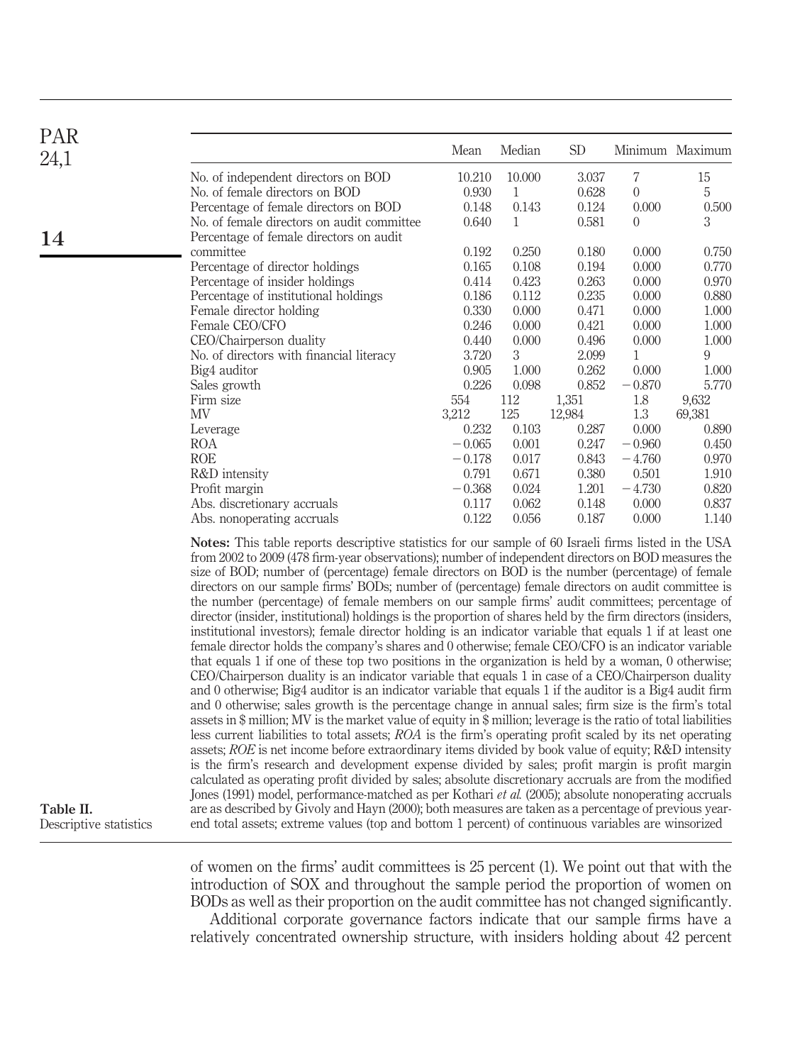| | Mean | Median | SD | Minimum | Maximum |
|---|---|---|---|---|---|
| No. of independent directors on BOD | 10.210 | 10.000 | 3.037 | 7 | 15 |
| No. of female directors on BOD | 0.930 | 1 | 0.628 | 0 | 5 |
| Percentage of female directors on BOD | 0.148 | 0.143 | 0.124 | 0.000 | 0.500 |
| No. of female directors on audit committee | 0.640 | 1 | 0.581 | 0 | 3 |
| Percentage of female directors on audit committee | 0.192 | 0.250 | 0.180 | 0.000 | 0.750 |
| Percentage of director holdings | 0.165 | 0.108 | 0.194 | 0.000 | 0.770 |
| Percentage of insider holdings | 0.414 | 0.423 | 0.263 | 0.000 | 0.970 |
| Percentage of institutional holdings | 0.186 | 0.112 | 0.235 | 0.000 | 0.880 |
| Female director holding | 0.330 | 0.000 | 0.471 | 0.000 | 1.000 |
| Female CEO/CFO | 0.246 | 0.000 | 0.421 | 0.000 | 1.000 |
| CEO/Chairperson duality | 0.440 | 0.000 | 0.496 | 0.000 | 1.000 |
| No. of directors with financial literacy | 3.720 | 3 | 2.099 | 1 | 9 |
| Big4 auditor | 0.905 | 1.000 | 0.262 | 0.000 | 1.000 |
| Sales growth | 0.226 | 0.098 | 0.852 | −0.870 | 5.770 |
| Firm size | 554 | 112 | 1,351 | 1.8 | 9,632 |
| MV | 3,212 | 125 | 12,984 | 1.3 | 69,381 |
| Leverage | 0.232 | 0.103 | 0.287 | 0.000 | 0.890 |
| ROA | −0.065 | 0.001 | 0.247 | −0.960 | 0.450 |
| ROE | −0.178 | 0.017 | 0.843 | −4.760 | 0.970 |
| R&D intensity | 0.791 | 0.671 | 0.380 | 0.501 | 1.910 |
| Profit margin | −0.368 | 0.024 | 1.201 | −4.730 | 0.820 |
| Abs. discretionary accruals | 0.117 | 0.062 | 0.148 | 0.000 | 0.837 |
| Abs. nonoperating accruals | 0.122 | 0.056 | 0.187 | 0.000 | 1.140 |

**Notes:** This table reports descriptive statistics for our sample of 60 Israeli firms listed in the USA from 2002 to 2009 (478 firm-year observations); number of independent directors on BOD measures the size of BOD; number of (percentage) female directors on BOD is the number (percentage) of female directors on our sample firms' BODs; number of (percentage) female directors on audit committee is the number (percentage) of female members on our sample firms' audit committees; percentage of director (insider, institutional) holdings is the proportion of shares held by the firm directors (insiders, institutional investors); female director holding is an indicator variable that equals 1 if at least one female director holds the company's shares and 0 otherwise; female CEO/CFO is an indicator variable that equals 1 if one of these top two positions in the organization is held by a woman, 0 otherwise; CEO/Chairperson duality is an indicator variable that equals 1 in case of a CEO/Chairperson duality and 0 otherwise; Big4 auditor is an indicator variable that equals 1 if the auditor is a Big4 audit firm and 0 otherwise; sales growth is the percentage change in annual sales; firm size is the firm's total assets in $ million; MV is the market value of equity in $ million; leverage is the ratio of total liabilities less current liabilities to total assets; *ROA* is the firm's operating profit scaled by its net operating assets; *ROE* is net income before extraordinary items divided by book value of equity; R&D intensity is the firm's research and development expense divided by sales; profit margin is profit margin calculated as operating profit divided by sales; absolute discretionary accruals are from the modified Jones (1991) model, performance-matched as per Kothari *et al.* (2005); absolute nonoperating accruals are as described by Givoly and Hayn (2000); both measures are taken as a percentage of previous year-end total assets; extreme values (top and bottom 1 percent) of continuous variables are winsorized

**Table II.** Descriptive statistics

of women on the firms' audit committees is 25 percent (1). We point out that with the introduction of SOX and throughout the sample period the proportion of women on BODs as well as their proportion on the audit committee has not changed significantly.

Additional corporate governance factors indicate that our sample firms have a relatively concentrated ownership structure, with insiders holding about 42 percent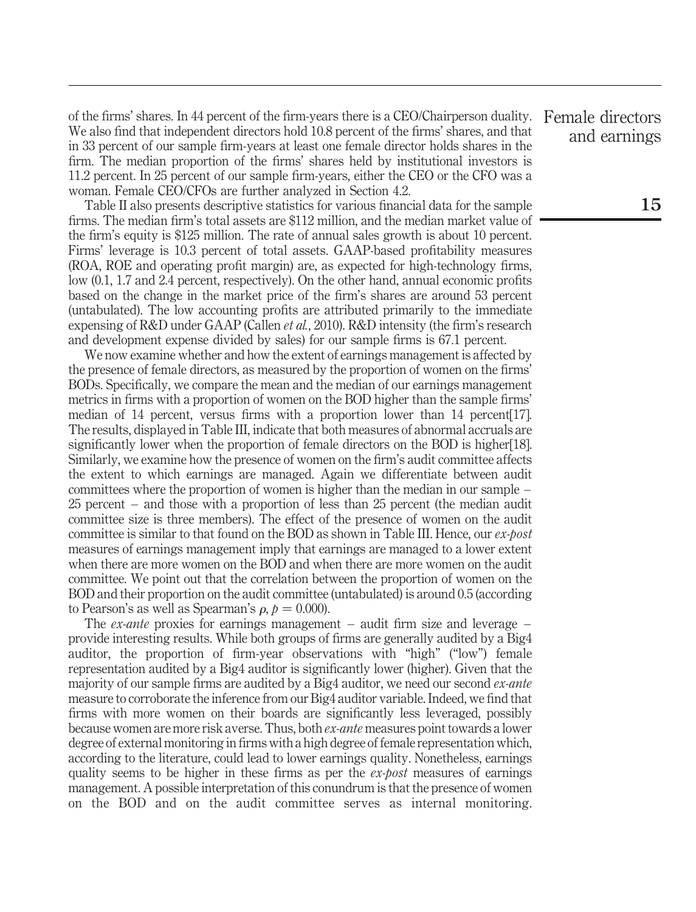of the firms' shares. In 44 percent of the firm-years there is a CEO/Chairperson duality. We also find that independent directors hold 10.8 percent of the firms' shares, and that in 33 percent of our sample firm-years at least one female director holds shares in the firm. The median proportion of the firms' shares held by institutional investors is 11.2 percent. In 25 percent of our sample firm-years, either the CEO or the CFO was a woman. Female CEO/CFOs are further analyzed in Section 4.2.

Table II also presents descriptive statistics for various financial data for the sample firms. The median firm's total assets are $112 million, and the median market value of the firm's equity is $125 million. The rate of annual sales growth is about 10 percent. Firms' leverage is 10.3 percent of total assets. GAAP-based profitability measures (ROA, ROE and operating profit margin) are, as expected for high-technology firms, low (0.1, 1.7 and 2.4 percent, respectively). On the other hand, annual economic profits based on the change in the market price of the firm's shares are around 53 percent (untabulated). The low accounting profits are attributed primarily to the immediate expensing of R&D under GAAP (Callen *et al.*, 2010). R&D intensity (the firm's research and development expense divided by sales) for our sample firms is 67.1 percent.

We now examine whether and how the extent of earnings management is affected by the presence of female directors, as measured by the proportion of women on the firms' BODs. Specifically, we compare the mean and the median of our earnings management metrics in firms with a proportion of women on the BOD higher than the sample firms' median of 14 percent, versus firms with a proportion lower than 14 percent[17]. The results, displayed in Table III, indicate that both measures of abnormal accruals are significantly lower when the proportion of female directors on the BOD is higher[18]. Similarly, we examine how the presence of women on the firm's audit committee affects the extent to which earnings are managed. Again we differentiate between audit committees where the proportion of women is higher than the median in our sample – 25 percent – and those with a proportion of less than 25 percent (the median audit committee size is three members). The effect of the presence of women on the audit committee is similar to that found on the BOD as shown in Table III. Hence, our *ex-post* measures of earnings management imply that earnings are managed to a lower extent when there are more women on the BOD and when there are more women on the audit committee. We point out that the correlation between the proportion of women on the BOD and their proportion on the audit committee (untabulated) is around 0.5 (according to Pearson's as well as Spearman's $\rho$, $p = 0.000$).

The *ex-ante* proxies for earnings management – audit firm size and leverage – provide interesting results. While both groups of firms are generally audited by a Big4 auditor, the proportion of firm-year observations with "high" ("low") female representation audited by a Big4 auditor is significantly lower (higher). Given that the majority of our sample firms are audited by a Big4 auditor, we need our second *ex-ante* measure to corroborate the inference from our Big4 auditor variable. Indeed, we find that firms with more women on their boards are significantly less leveraged, possibly because women are more risk averse. Thus, both *ex-ante* measures point towards a lower degree of external monitoring in firms with a high degree of female representation which, according to the literature, could lead to lower earnings quality. Nonetheless, earnings quality seems to be higher in these firms as per the *ex-post* measures of earnings management. A possible interpretation of this conundrum is that the presence of women on the BOD and on the audit committee serves as internal monitoring.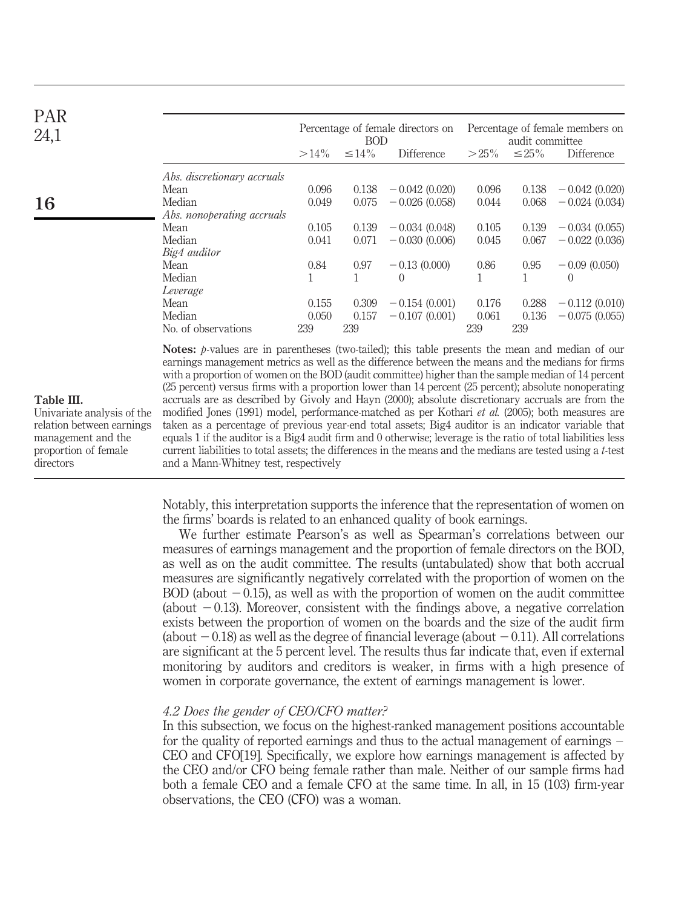**Table III.** Univariate analysis of the relation between earnings management and the proportion of female directors

| | Percentage of female directors on BOD | | | Percentage of female members on audit committee | | |
|---|---|---|---|---|---|---|
| | >14% | ≤14% | Difference | >25% | ≤25% | Difference |
| *Abs. discretionary accruals* | | | | | | |
| Mean | 0.096 | 0.138 | −0.042 (0.020) | 0.096 | 0.138 | −0.042 (0.020) |
| Median | 0.049 | 0.075 | −0.026 (0.058) | 0.044 | 0.068 | −0.024 (0.034) |
| *Abs. nonoperating accruals* | | | | | | |
| Mean | 0.105 | 0.139 | −0.034 (0.048) | 0.105 | 0.139 | −0.034 (0.055) |
| Median | 0.041 | 0.071 | −0.030 (0.006) | 0.045 | 0.067 | −0.022 (0.036) |
| *Big4 auditor* | | | | | | |
| Mean | 0.84 | 0.97 | −0.13 (0.000) | 0.86 | 0.95 | −0.09 (0.050) |
| Median | 1 | 1 | 0 | 1 | 1 | 0 |
| *Leverage* | | | | | | |
| Mean | 0.155 | 0.309 | −0.154 (0.001) | 0.176 | 0.288 | −0.112 (0.010) |
| Median | 0.050 | 0.157 | −0.107 (0.001) | 0.061 | 0.136 | −0.075 (0.055) |
| No. of observations | 239 | 239 | | 239 | 239 | |

**Notes:** *p*-values are in parentheses (two-tailed); this table presents the mean and median of our earnings management metrics as well as the difference between the means and the medians for firms with a proportion of women on the BOD (audit committee) higher than the sample median of 14 percent (25 percent) versus firms with a proportion lower than 14 percent (25 percent); absolute nonoperating accruals are as described by Givoly and Hayn (2000); absolute discretionary accruals are from the modified Jones (1991) model, performance-matched as per Kothari *et al.* (2005); both measures are taken as a percentage of previous year-end total assets; Big4 auditor is an indicator variable that equals 1 if the auditor is a Big4 audit firm and 0 otherwise; leverage is the ratio of total liabilities less current liabilities to total assets; the differences in the means and the medians are tested using a *t*-test and a Mann-Whitney test, respectively

Notably, this interpretation supports the inference that the representation of women on the firms' boards is related to an enhanced quality of book earnings.

We further estimate Pearson's as well as Spearman's correlations between our measures of earnings management and the proportion of female directors on the BOD, as well as on the audit committee. The results (untabulated) show that both accrual measures are significantly negatively correlated with the proportion of women on the BOD (about −0.15), as well as with the proportion of women on the audit committee (about −0.13). Moreover, consistent with the findings above, a negative correlation exists between the proportion of women on the boards and the size of the audit firm (about −0.18) as well as the degree of financial leverage (about −0.11). All correlations are significant at the 5 percent level. The results thus far indicate that, even if external monitoring by auditors and creditors is weaker, in firms with a high presence of women in corporate governance, the extent of earnings management is lower.

### *4.2 Does the gender of CEO/CFO matter?*

In this subsection, we focus on the highest-ranked management positions accountable for the quality of reported earnings and thus to the actual management of earnings – CEO and CFO[19]. Specifically, we explore how earnings management is affected by the CEO and/or CFO being female rather than male. Neither of our sample firms had both a female CEO and a female CFO at the same time. In all, in 15 (103) firm-year observations, the CEO (CFO) was a woman.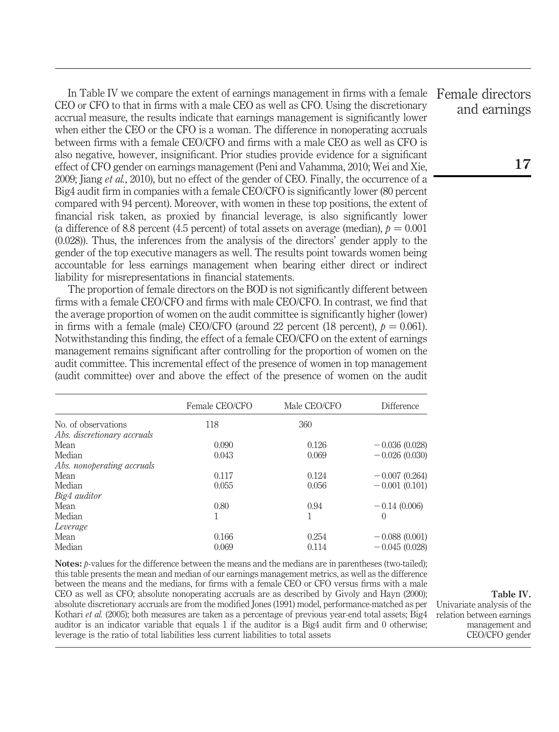In Table IV we compare the extent of earnings management in firms with a female CEO or CFO to that in firms with a male CEO as well as CFO. Using the discretionary accrual measure, the results indicate that earnings management is significantly lower when either the CEO or the CFO is a woman. The difference in nonoperating accruals between firms with a female CEO/CFO and firms with a male CEO as well as CFO is also negative, however, insignificant. Prior studies provide evidence for a significant effect of CFO gender on earnings management (Peni and Vahamma, 2010; Wei and Xie, 2009; Jiang *et al.*, 2010), but no effect of the gender of CEO. Finally, the occurrence of a Big4 audit firm in companies with a female CEO/CFO is significantly lower (80 percent compared with 94 percent). Moreover, with women in these top positions, the extent of financial risk taken, as proxied by financial leverage, is also significantly lower (a difference of 8.8 percent (4.5 percent) of total assets on average (median), $p = 0.001$ (0.028)). Thus, the inferences from the analysis of the directors' gender apply to the gender of the top executive managers as well. The results point towards women being accountable for less earnings management when bearing either direct or indirect liability for misrepresentations in financial statements.

The proportion of female directors on the BOD is not significantly different between firms with a female CEO/CFO and firms with male CEO/CFO. In contrast, we find that the average proportion of women on the audit committee is significantly higher (lower) in firms with a female (male) CEO/CFO (around 22 percent (18 percent), $p = 0.061$). Notwithstanding this finding, the effect of a female CEO/CFO on the extent of earnings management remains significant after controlling for the proportion of women on the audit committee. This incremental effect of the presence of women in top management (audit committee) over and above the effect of the presence of women on the audit

| | Female CEO/CFO | Male CEO/CFO | Difference |
|---|---|---|---|
| No. of observations | 118 | 360 | |
| *Abs. discretionary accruals* | | | |
| Mean | 0.090 | 0.126 | −0.036 (0.028) |
| Median | 0.043 | 0.069 | −0.026 (0.030) |
| *Abs. nonoperating accruals* | | | |
| Mean | 0.117 | 0.124 | −0.007 (0.264) |
| Median | 0.055 | 0.056 | −0.001 (0.101) |
| *Big4 auditor* | | | |
| Mean | 0.80 | 0.94 | −0.14 (0.006) |
| Median | 1 | 1 | 0 |
| *Leverage* | | | |
| Mean | 0.166 | 0.254 | −0.088 (0.001) |
| Median | 0.069 | 0.114 | −0.045 (0.028) |

**Notes:** *p*-values for the difference between the means and the medians are in parentheses (two-tailed); this table presents the mean and median of our earnings management metrics, as well as the difference between the means and the medians, for firms with a female CEO or CFO versus firms with a male CEO as well as CFO; absolute nonoperating accruals are as described by Givoly and Hayn (2000); absolute discretionary accruals are from the modified Jones (1991) model, performance-matched as per Kothari *et al.* (2005); both measures are taken as a percentage of previous year-end total assets; Big4 auditor is an indicator variable that equals 1 if the auditor is a Big4 audit firm and 0 otherwise; leverage is the ratio of total liabilities less current liabilities to total assets

**Table IV.** Univariate analysis of the relation between earnings management and CEO/CFO gender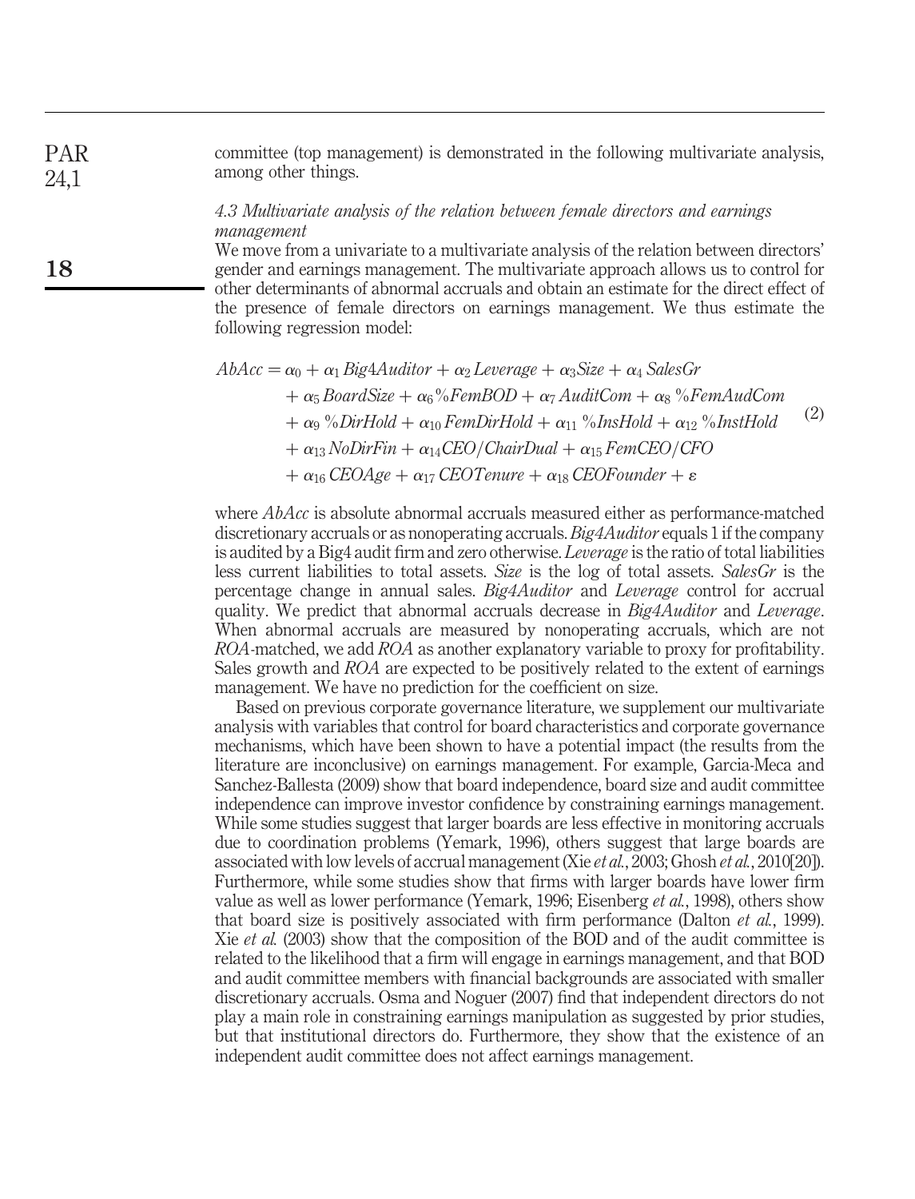committee (top management) is demonstrated in the following multivariate analysis, among other things.

### 4.3 Multivariate analysis of the relation between female directors and earnings management

We move from a univariate to a multivariate analysis of the relation between directors' gender and earnings management. The multivariate approach allows us to control for other determinants of abnormal accruals and obtain an estimate for the direct effect of the presence of female directors on earnings management. We thus estimate the following regression model:

$$
\begin{aligned}
AbAcc = {} & \alpha_0 + \alpha_1\, Big4Auditor + \alpha_2\, Leverage + \alpha_3 Size + \alpha_4\, SalesGr \\
& + \alpha_5\, BoardSize + \alpha_6 \%FemBOD + \alpha_7\, AuditCom + \alpha_8\, \%FemAudCom \\
& + \alpha_9\, \%DirHold + \alpha_{10}\, FemDirHold + \alpha_{11}\, \%InsHold + \alpha_{12}\, \%InstHold \\
& + \alpha_{13}\, NoDirFin + \alpha_{14} CEO/ChairDual + \alpha_{15}\, FemCEO/CFO \\
& + \alpha_{16}\, CEOAge + \alpha_{17}\, CEOTenure + \alpha_{18}\, CEOFounder + \varepsilon
\end{aligned}
\tag{2}
$$

where *AbAcc* is absolute abnormal accruals measured either as performance-matched discretionary accruals or as nonoperating accruals. *Big4Auditor* equals 1 if the company is audited by a Big4 audit firm and zero otherwise. *Leverage* is the ratio of total liabilities less current liabilities to total assets. *Size* is the log of total assets. *SalesGr* is the percentage change in annual sales. *Big4Auditor* and *Leverage* control for accrual quality. We predict that abnormal accruals decrease in *Big4Auditor* and *Leverage*. When abnormal accruals are measured by nonoperating accruals, which are not *ROA*-matched, we add *ROA* as another explanatory variable to proxy for profitability. Sales growth and *ROA* are expected to be positively related to the extent of earnings management. We have no prediction for the coefficient on size.

Based on previous corporate governance literature, we supplement our multivariate analysis with variables that control for board characteristics and corporate governance mechanisms, which have been shown to have a potential impact (the results from the literature are inconclusive) on earnings management. For example, Garcia-Meca and Sanchez-Ballesta (2009) show that board independence, board size and audit committee independence can improve investor confidence by constraining earnings management. While some studies suggest that larger boards are less effective in monitoring accruals due to coordination problems (Yemark, 1996), others suggest that large boards are associated with low levels of accrual management (Xie *et al.*, 2003; Ghosh *et al.*, 2010[20]). Furthermore, while some studies show that firms with larger boards have lower firm value as well as lower performance (Yemark, 1996; Eisenberg *et al.*, 1998), others show that board size is positively associated with firm performance (Dalton *et al.*, 1999). Xie *et al.* (2003) show that the composition of the BOD and of the audit committee is related to the likelihood that a firm will engage in earnings management, and that BOD and audit committee members with financial backgrounds are associated with smaller discretionary accruals. Osma and Noguer (2007) find that independent directors do not play a main role in constraining earnings manipulation as suggested by prior studies, but that institutional directors do. Furthermore, they show that the existence of an independent audit committee does not affect earnings management.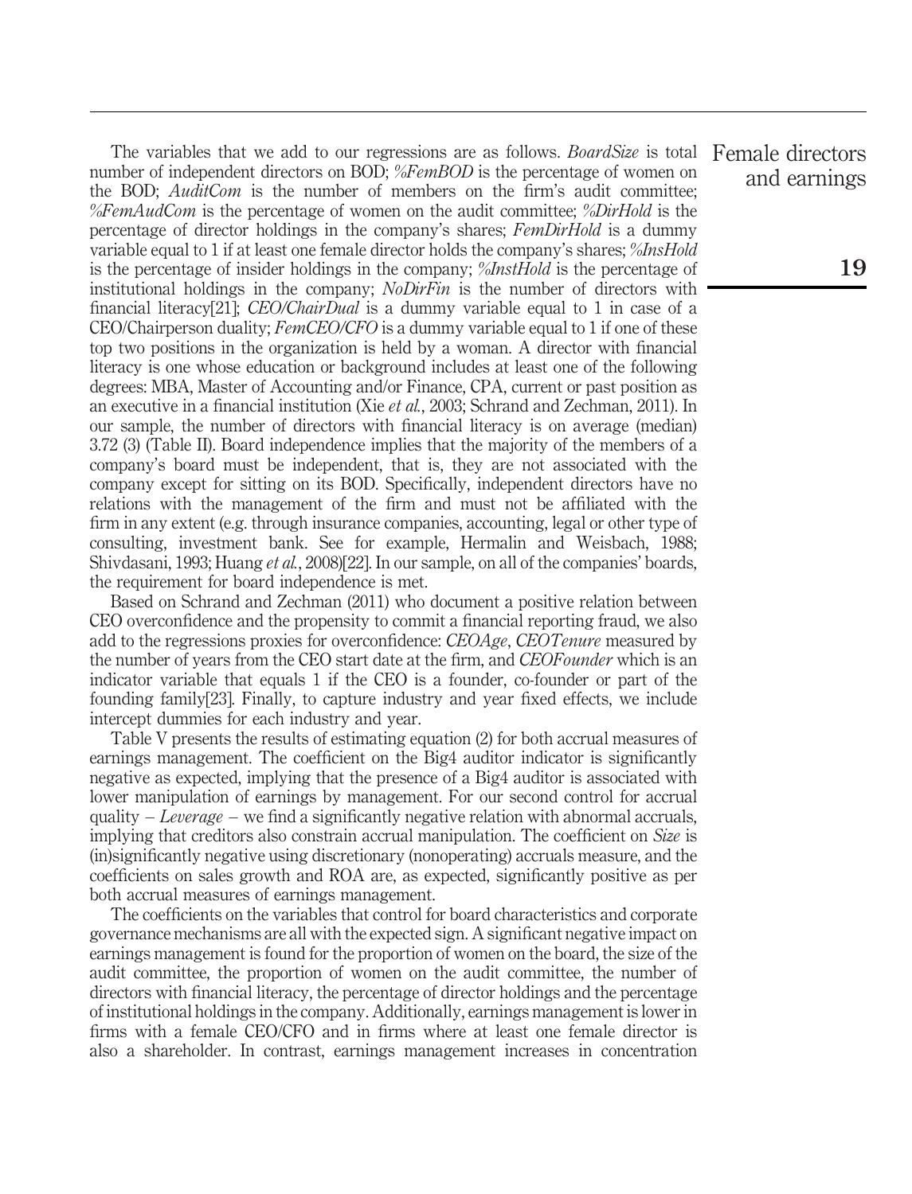The variables that we add to our regressions are as follows. *BoardSize* is total number of independent directors on BOD; *%FemBOD* is the percentage of women on the BOD; *AuditCom* is the number of members on the firm's audit committee; *%FemAudCom* is the percentage of women on the audit committee; *%DirHold* is the percentage of director holdings in the company's shares; *FemDirHold* is a dummy variable equal to 1 if at least one female director holds the company's shares; *%InsHold* is the percentage of insider holdings in the company; *%InstHold* is the percentage of institutional holdings in the company; *NoDirFin* is the number of directors with financial literacy[21]; *CEO/ChairDual* is a dummy variable equal to 1 in case of a CEO/Chairperson duality; *FemCEO/CFO* is a dummy variable equal to 1 if one of these top two positions in the organization is held by a woman. A director with financial literacy is one whose education or background includes at least one of the following degrees: MBA, Master of Accounting and/or Finance, CPA, current or past position as an executive in a financial institution (Xie *et al.*, 2003; Schrand and Zechman, 2011). In our sample, the number of directors with financial literacy is on average (median) 3.72 (3) (Table II). Board independence implies that the majority of the members of a company's board must be independent, that is, they are not associated with the company except for sitting on its BOD. Specifically, independent directors have no relations with the management of the firm and must not be affiliated with the firm in any extent (e.g. through insurance companies, accounting, legal or other type of consulting, investment bank. See for example, Hermalin and Weisbach, 1988; Shivdasani, 1993; Huang *et al.*, 2008)[22]. In our sample, on all of the companies' boards, the requirement for board independence is met.

Based on Schrand and Zechman (2011) who document a positive relation between CEO overconfidence and the propensity to commit a financial reporting fraud, we also add to the regressions proxies for overconfidence: *CEOAge*, *CEOTenure* measured by the number of years from the CEO start date at the firm, and *CEOFounder* which is an indicator variable that equals 1 if the CEO is a founder, co-founder or part of the founding family[23]. Finally, to capture industry and year fixed effects, we include intercept dummies for each industry and year.

Table V presents the results of estimating equation (2) for both accrual measures of earnings management. The coefficient on the Big4 auditor indicator is significantly negative as expected, implying that the presence of a Big4 auditor is associated with lower manipulation of earnings by management. For our second control for accrual quality – *Leverage* – we find a significantly negative relation with abnormal accruals, implying that creditors also constrain accrual manipulation. The coefficient on *Size* is (in)significantly negative using discretionary (nonoperating) accruals measure, and the coefficients on sales growth and ROA are, as expected, significantly positive as per both accrual measures of earnings management.

The coefficients on the variables that control for board characteristics and corporate governance mechanisms are all with the expected sign. A significant negative impact on earnings management is found for the proportion of women on the board, the size of the audit committee, the proportion of women on the audit committee, the number of directors with financial literacy, the percentage of director holdings and the percentage of institutional holdings in the company. Additionally, earnings management is lower in firms with a female CEO/CFO and in firms where at least one female director is also a shareholder. In contrast, earnings management increases in concentration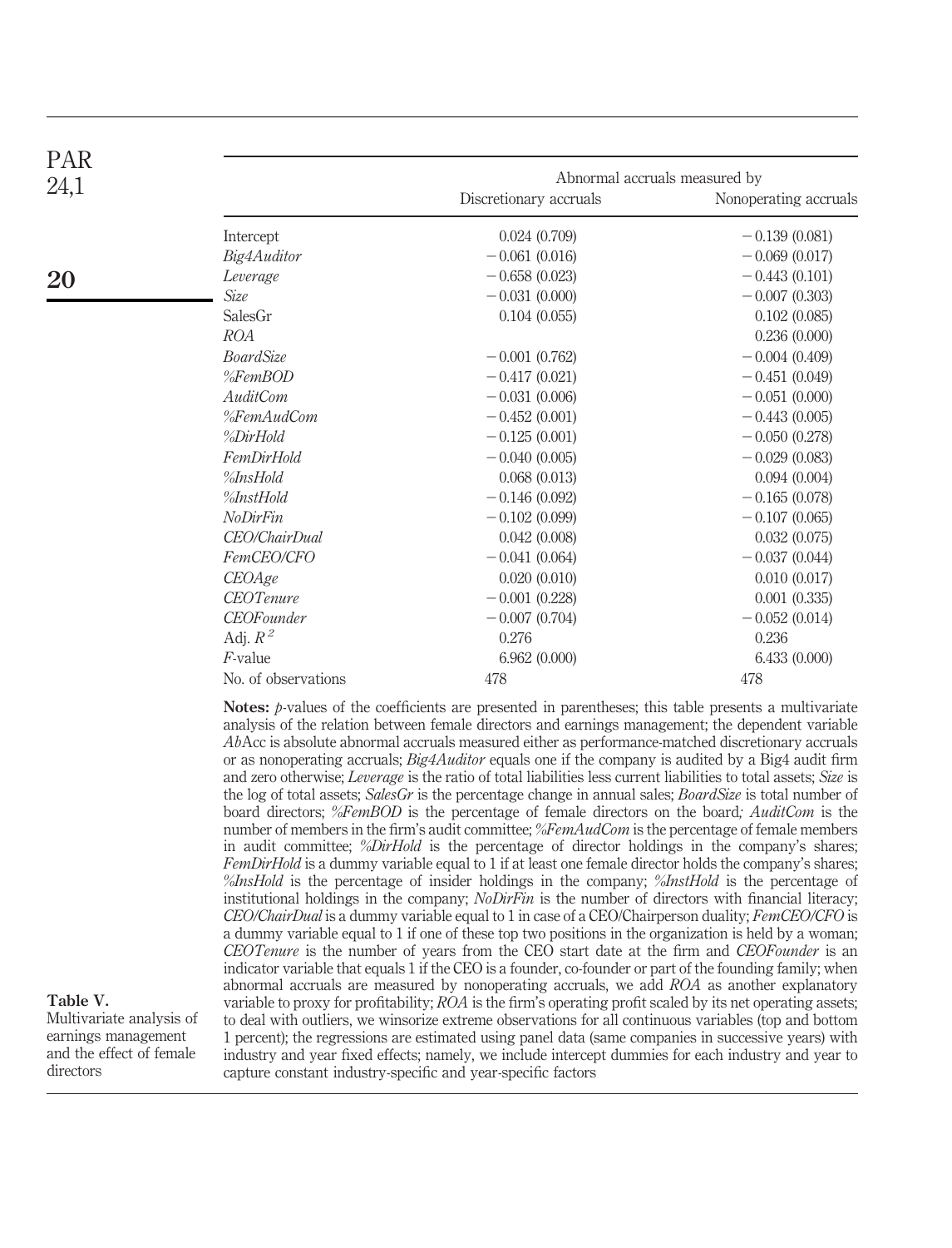**Table V.** Multivariate analysis of earnings management and the effect of female directors

| | Abnormal accruals measured by | |
|---|---|---|
| | Discretionary accruals | Nonoperating accruals |
| Intercept | 0.024 (0.709) | −0.139 (0.081) |
| *Big4Auditor* | −0.061 (0.016) | −0.069 (0.017) |
| *Leverage* | −0.658 (0.023) | −0.443 (0.101) |
| *Size* | −0.031 (0.000) | −0.007 (0.303) |
| SalesGr | 0.104 (0.055) | 0.102 (0.085) |
| *ROA* | | 0.236 (0.000) |
| *BoardSize* | −0.001 (0.762) | −0.004 (0.409) |
| *%FemBOD* | −0.417 (0.021) | −0.451 (0.049) |
| *AuditCom* | −0.031 (0.006) | −0.051 (0.000) |
| *%FemAudCom* | −0.452 (0.001) | −0.443 (0.005) |
| *%DirHold* | −0.125 (0.001) | −0.050 (0.278) |
| *FemDirHold* | −0.040 (0.005) | −0.029 (0.083) |
| *%InsHold* | 0.068 (0.013) | 0.094 (0.004) |
| *%InstHold* | −0.146 (0.092) | −0.165 (0.078) |
| *NoDirFin* | −0.102 (0.099) | −0.107 (0.065) |
| *CEO/ChairDual* | 0.042 (0.008) | 0.032 (0.075) |
| *FemCEO/CFO* | −0.041 (0.064) | −0.037 (0.044) |
| *CEOAge* | 0.020 (0.010) | 0.010 (0.017) |
| *CEOTenure* | −0.001 (0.228) | 0.001 (0.335) |
| *CEOFounder* | −0.007 (0.704) | −0.052 (0.014) |
| Adj. $R^2$ | 0.276 | 0.236 |
| *F*-value | 6.962 (0.000) | 6.433 (0.000) |
| No. of observations | 478 | 478 |

**Notes:** *p*-values of the coefficients are presented in parentheses; this table presents a multivariate analysis of the relation between female directors and earnings management; the dependent variable *Ab*Acc is absolute abnormal accruals measured either as performance-matched discretionary accruals or as nonoperating accruals; *Big4Auditor* equals one if the company is audited by a Big4 audit firm and zero otherwise; *Leverage* is the ratio of total liabilities less current liabilities to total assets; *Size* is the log of total assets; *SalesGr* is the percentage change in annual sales; *BoardSize* is total number of board directors; *%FemBOD* is the percentage of female directors on the board; *AuditCom* is the number of members in the firm's audit committee; *%FemAudCom* is the percentage of female members in audit committee; *%DirHold* is the percentage of director holdings in the company's shares; *FemDirHold* is a dummy variable equal to 1 if at least one female director holds the company's shares; *%InsHold* is the percentage of insider holdings in the company; *%InstHold* is the percentage of institutional holdings in the company; *NoDirFin* is the number of directors with financial literacy; *CEO/ChairDual* is a dummy variable equal to 1 in case of a CEO/Chairperson duality; *FemCEO/CFO* is a dummy variable equal to 1 if one of these top two positions in the organization is held by a woman; *CEOTenure* is the number of years from the CEO start date at the firm and *CEOFounder* is an indicator variable that equals 1 if the CEO is a founder, co-founder or part of the founding family; when abnormal accruals are measured by nonoperating accruals, we add *ROA* as another explanatory variable to proxy for profitability; *ROA* is the firm's operating profit scaled by its net operating assets; to deal with outliers, we winsorize extreme observations for all continuous variables (top and bottom 1 percent); the regressions are estimated using panel data (same companies in successive years) with industry and year fixed effects; namely, we include intercept dummies for each industry and year to capture constant industry-specific and year-specific factors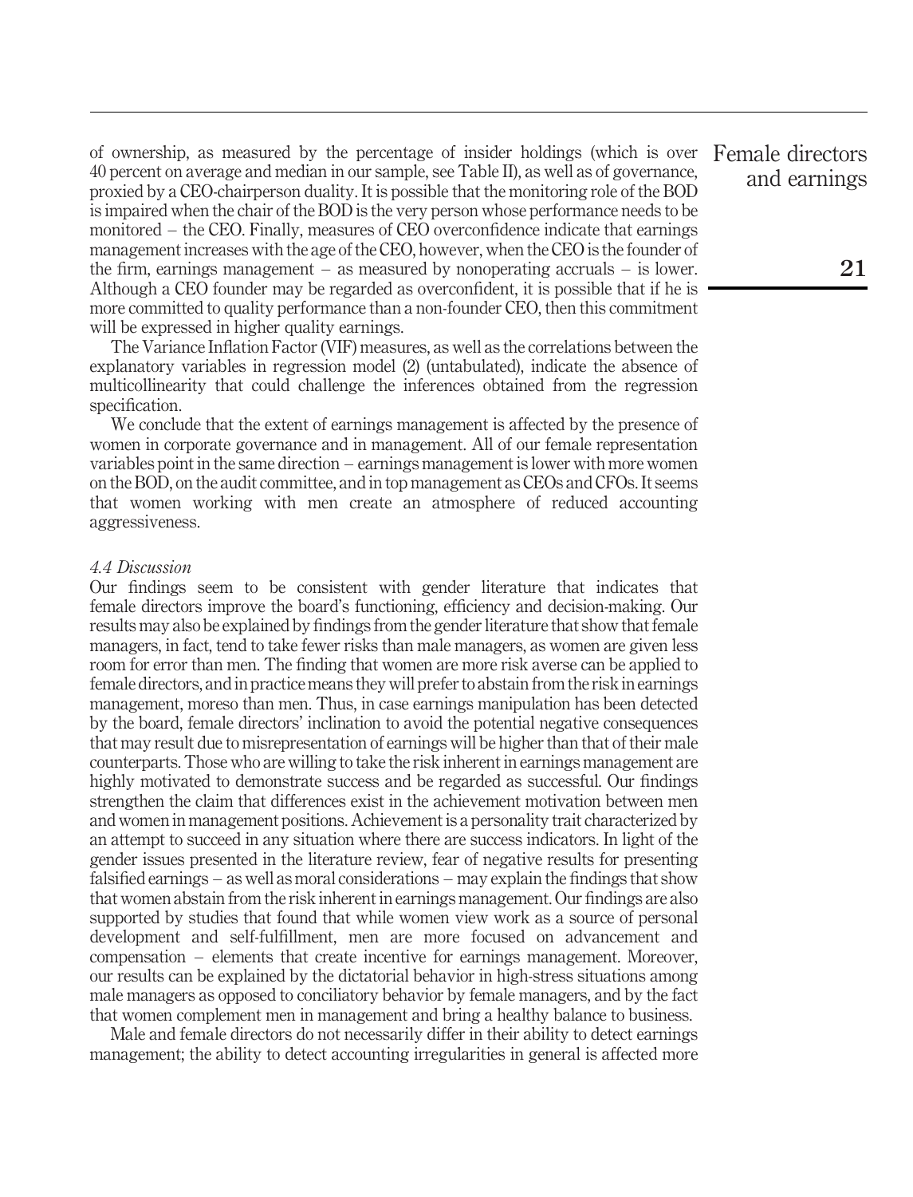of ownership, as measured by the percentage of insider holdings (which is over 40 percent on average and median in our sample, see Table II), as well as of governance, proxied by a CEO-chairperson duality. It is possible that the monitoring role of the BOD is impaired when the chair of the BOD is the very person whose performance needs to be monitored – the CEO. Finally, measures of CEO overconfidence indicate that earnings management increases with the age of the CEO, however, when the CEO is the founder of the firm, earnings management – as measured by nonoperating accruals – is lower. Although a CEO founder may be regarded as overconfident, it is possible that if he is more committed to quality performance than a non-founder CEO, then this commitment will be expressed in higher quality earnings.

The Variance Inflation Factor (VIF) measures, as well as the correlations between the explanatory variables in regression model (2) (untabulated), indicate the absence of multicollinearity that could challenge the inferences obtained from the regression specification.

We conclude that the extent of earnings management is affected by the presence of women in corporate governance and in management. All of our female representation variables point in the same direction – earnings management is lower with more women on the BOD, on the audit committee, and in top management as CEOs and CFOs. It seems that women working with men create an atmosphere of reduced accounting aggressiveness.

### *4.4 Discussion*

Our findings seem to be consistent with gender literature that indicates that female directors improve the board's functioning, efficiency and decision-making. Our results may also be explained by findings from the gender literature that show that female managers, in fact, tend to take fewer risks than male managers, as women are given less room for error than men. The finding that women are more risk averse can be applied to female directors, and in practice means they will prefer to abstain from the risk in earnings management, moreso than men. Thus, in case earnings manipulation has been detected by the board, female directors' inclination to avoid the potential negative consequences that may result due to misrepresentation of earnings will be higher than that of their male counterparts. Those who are willing to take the risk inherent in earnings management are highly motivated to demonstrate success and be regarded as successful. Our findings strengthen the claim that differences exist in the achievement motivation between men and women in management positions. Achievement is a personality trait characterized by an attempt to succeed in any situation where there are success indicators. In light of the gender issues presented in the literature review, fear of negative results for presenting falsified earnings – as well as moral considerations – may explain the findings that show that women abstain from the risk inherent in earnings management. Our findings are also supported by studies that found that while women view work as a source of personal development and self-fulfillment, men are more focused on advancement and compensation – elements that create incentive for earnings management. Moreover, our results can be explained by the dictatorial behavior in high-stress situations among male managers as opposed to conciliatory behavior by female managers, and by the fact that women complement men in management and bring a healthy balance to business.

Male and female directors do not necessarily differ in their ability to detect earnings management; the ability to detect accounting irregularities in general is affected more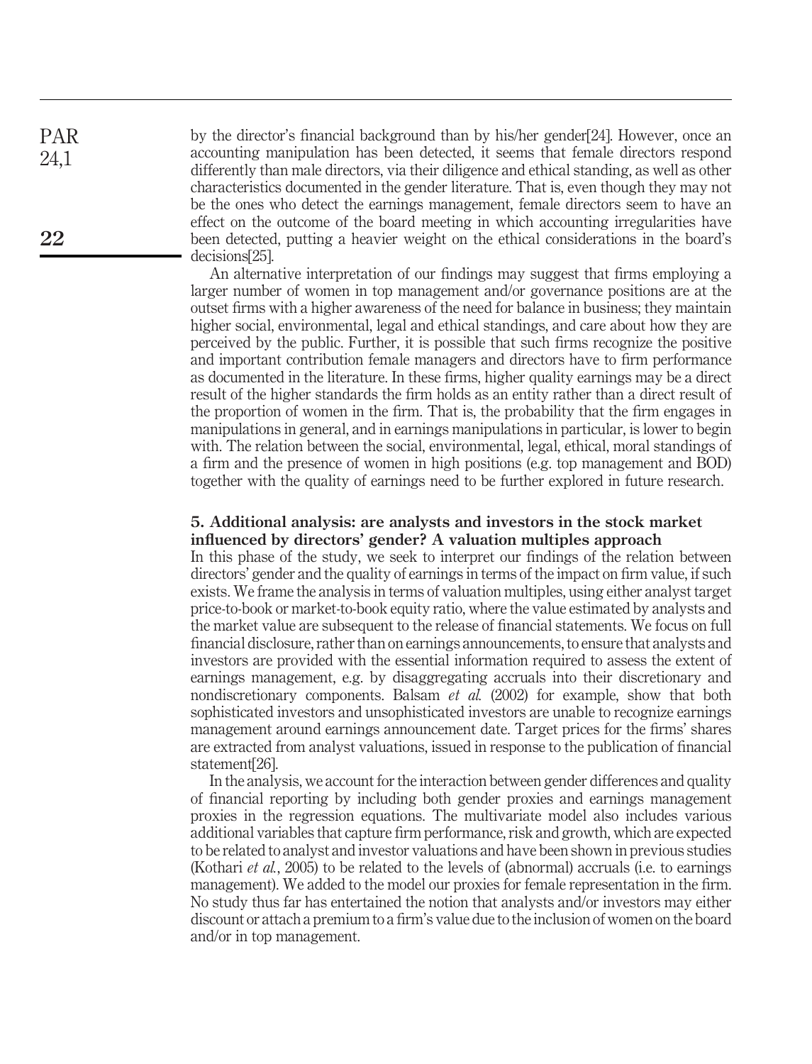by the director's financial background than by his/her gender[24]. However, once an accounting manipulation has been detected, it seems that female directors respond differently than male directors, via their diligence and ethical standing, as well as other characteristics documented in the gender literature. That is, even though they may not be the ones who detect the earnings management, female directors seem to have an effect on the outcome of the board meeting in which accounting irregularities have been detected, putting a heavier weight on the ethical considerations in the board's decisions[25].

An alternative interpretation of our findings may suggest that firms employing a larger number of women in top management and/or governance positions are at the outset firms with a higher awareness of the need for balance in business; they maintain higher social, environmental, legal and ethical standings, and care about how they are perceived by the public. Further, it is possible that such firms recognize the positive and important contribution female managers and directors have to firm performance as documented in the literature. In these firms, higher quality earnings may be a direct result of the higher standards the firm holds as an entity rather than a direct result of the proportion of women in the firm. That is, the probability that the firm engages in manipulations in general, and in earnings manipulations in particular, is lower to begin with. The relation between the social, environmental, legal, ethical, moral standings of a firm and the presence of women in high positions (e.g. top management and BOD) together with the quality of earnings need to be further explored in future research.

## 5. Additional analysis: are analysts and investors in the stock market influenced by directors' gender? A valuation multiples approach

In this phase of the study, we seek to interpret our findings of the relation between directors' gender and the quality of earnings in terms of the impact on firm value, if such exists. We frame the analysis in terms of valuation multiples, using either analyst target price-to-book or market-to-book equity ratio, where the value estimated by analysts and the market value are subsequent to the release of financial statements. We focus on full financial disclosure, rather than on earnings announcements, to ensure that analysts and investors are provided with the essential information required to assess the extent of earnings management, e.g. by disaggregating accruals into their discretionary and nondiscretionary components. Balsam *et al.* (2002) for example, show that both sophisticated investors and unsophisticated investors are unable to recognize earnings management around earnings announcement date. Target prices for the firms' shares are extracted from analyst valuations, issued in response to the publication of financial statement[26].

In the analysis, we account for the interaction between gender differences and quality of financial reporting by including both gender proxies and earnings management proxies in the regression equations. The multivariate model also includes various additional variables that capture firm performance, risk and growth, which are expected to be related to analyst and investor valuations and have been shown in previous studies (Kothari *et al.*, 2005) to be related to the levels of (abnormal) accruals (i.e. to earnings management). We added to the model our proxies for female representation in the firm. No study thus far has entertained the notion that analysts and/or investors may either discount or attach a premium to a firm's value due to the inclusion of women on the board and/or in top management.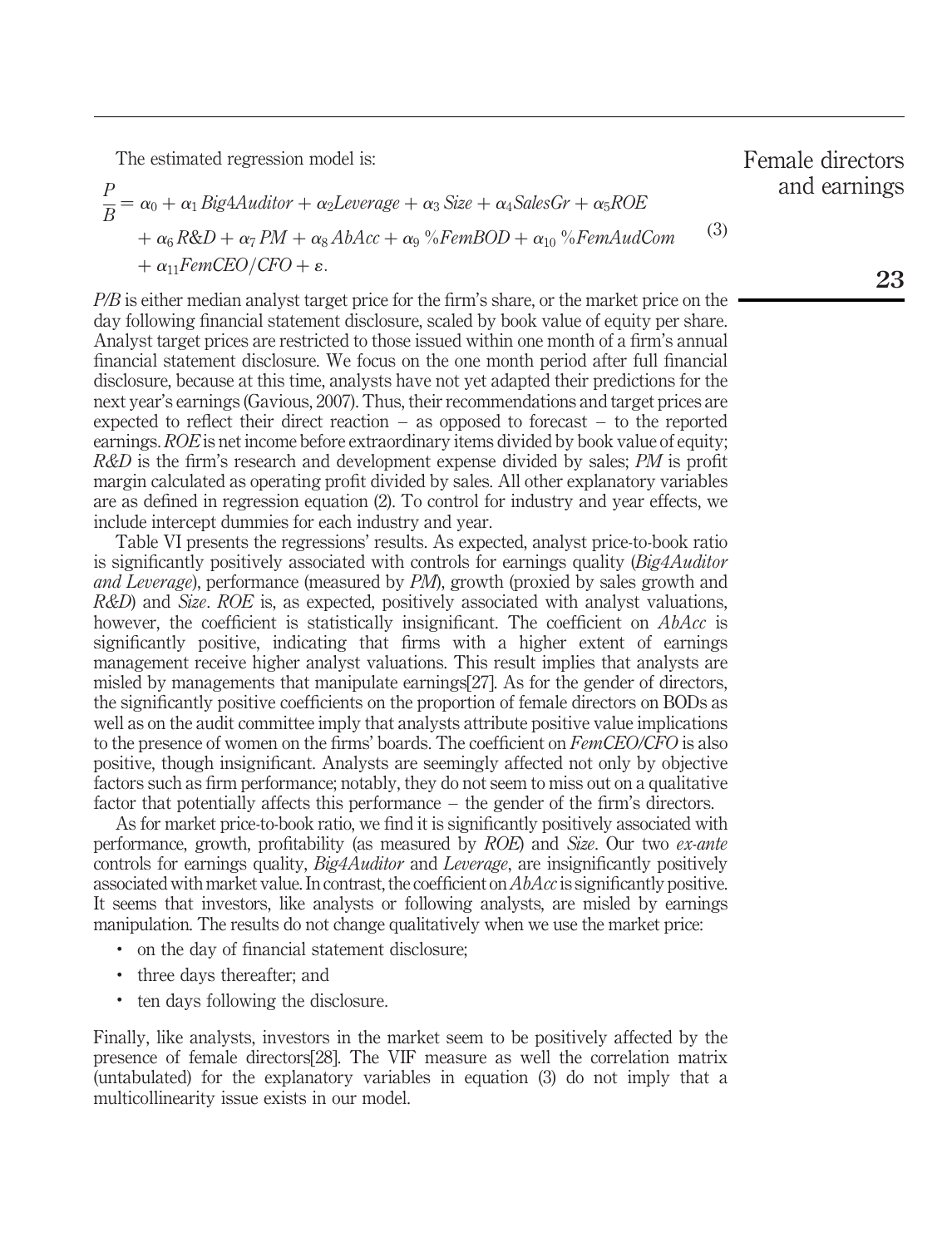The estimated regression model is:

$$\frac{P}{B} = \alpha_0 + \alpha_1 Big4Auditor + \alpha_2 Leverage + \alpha_3 Size + \alpha_4 SalesGr + \alpha_5 ROE + \alpha_6 R\&D + \alpha_7 PM + \alpha_8 AbAcc + \alpha_9 \%FemBOD + \alpha_{10} \%FemAudCom + \alpha_{11} FemCEO/CFO + \varepsilon. \tag{3}$$

*P/B* is either median analyst target price for the firm's share, or the market price on the day following financial statement disclosure, scaled by book value of equity per share. Analyst target prices are restricted to those issued within one month of a firm's annual financial statement disclosure. We focus on the one month period after full financial disclosure, because at this time, analysts have not yet adapted their predictions for the next year's earnings (Gavious, 2007). Thus, their recommendations and target prices are expected to reflect their direct reaction – as opposed to forecast – to the reported earnings. *ROE* is net income before extraordinary items divided by book value of equity; *R&D* is the firm's research and development expense divided by sales; *PM* is profit margin calculated as operating profit divided by sales. All other explanatory variables are as defined in regression equation (2). To control for industry and year effects, we include intercept dummies for each industry and year.

Table VI presents the regressions' results. As expected, analyst price-to-book ratio is significantly positively associated with controls for earnings quality (*Big4Auditor and Leverage*), performance (measured by *PM*), growth (proxied by sales growth and *R&D*) and *Size*. *ROE* is, as expected, positively associated with analyst valuations, however, the coefficient is statistically insignificant. The coefficient on *AbAcc* is significantly positive, indicating that firms with a higher extent of earnings management receive higher analyst valuations. This result implies that analysts are misled by managements that manipulate earnings[27]. As for the gender of directors, the significantly positive coefficients on the proportion of female directors on BODs as well as on the audit committee imply that analysts attribute positive value implications to the presence of women on the firms' boards. The coefficient on *FemCEO/CFO* is also positive, though insignificant. Analysts are seemingly affected not only by objective factors such as firm performance; notably, they do not seem to miss out on a qualitative factor that potentially affects this performance – the gender of the firm's directors.

As for market price-to-book ratio, we find it is significantly positively associated with performance, growth, profitability (as measured by *ROE*) and *Size*. Our two *ex-ante* controls for earnings quality, *Big4Auditor* and *Leverage*, are insignificantly positively associated with market value. In contrast, the coefficient on *AbAcc* is significantly positive. It seems that investors, like analysts or following analysts, are misled by earnings manipulation. The results do not change qualitatively when we use the market price:

- on the day of financial statement disclosure;
- three days thereafter; and
- ten days following the disclosure.

Finally, like analysts, investors in the market seem to be positively affected by the presence of female directors[28]. The VIF measure as well the correlation matrix (untabulated) for the explanatory variables in equation (3) do not imply that a multicollinearity issue exists in our model.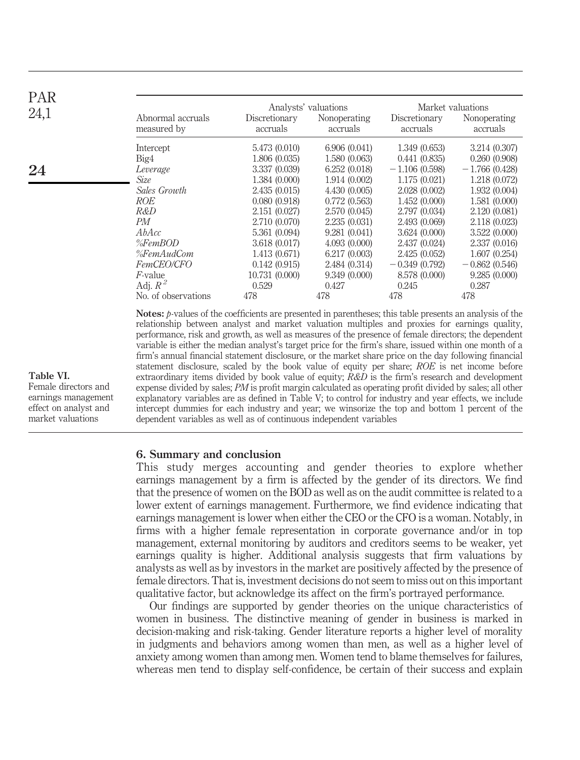**Table VI.** Female directors and earnings management effect on analyst and market valuations

| | Analysts' valuations | | Market valuations | |
|---|---|---|---|---|
| Abnormal accruals measured by | Discretionary accruals | Nonoperating accruals | Discretionary accruals | Nonoperating accruals |
| Intercept | 5.473 (0.010) | 6.906 (0.041) | 1.349 (0.653) | 3.214 (0.307) |
| Big4 | 1.806 (0.035) | 1.580 (0.063) | 0.441 (0.835) | 0.260 (0.908) |
| *Leverage* | 3.337 (0.039) | 6.252 (0.018) | −1.106 (0.598) | −1.766 (0.428) |
| *Size* | 1.384 (0.000) | 1.914 (0.002) | 1.175 (0.021) | 1.218 (0.072) |
| *Sales Growth* | 2.435 (0.015) | 4.430 (0.005) | 2.028 (0.002) | 1.932 (0.004) |
| *ROE* | 0.080 (0.918) | 0.772 (0.563) | 1.452 (0.000) | 1.581 (0.000) |
| *R&D* | 2.151 (0.027) | 2.570 (0.045) | 2.797 (0.034) | 2.120 (0.081) |
| *PM* | 2.710 (0.070) | 2.235 (0.031) | 2.493 (0.069) | 2.118 (0.023) |
| *AbAcc* | 5.361 (0.094) | 9.281 (0.041) | 3.624 (0.000) | 3.522 (0.000) |
| *%FemBOD* | 3.618 (0.017) | 4.093 (0.000) | 2.437 (0.024) | 2.337 (0.016) |
| *%FemAudCom* | 1.413 (0.671) | 6.217 (0.003) | 2.425 (0.052) | 1.607 (0.254) |
| *FemCEO/CFO* | 0.142 (0.915) | 2.484 (0.314) | −0.349 (0.792) | −0.862 (0.546) |
| *F*-value | 10.731 (0.000) | 9.349 (0.000) | 8.578 (0.000) | 9.285 (0.000) |
| Adj. $R^2$ | 0.529 | 0.427 | 0.245 | 0.287 |
| No. of observations | 478 | 478 | 478 | 478 |

**Notes:** *p*-values of the coefficients are presented in parentheses; this table presents an analysis of the relationship between analyst and market valuation multiples and proxies for earnings quality, performance, risk and growth, as well as measures of the presence of female directors; the dependent variable is either the median analyst's target price for the firm's share, issued within one month of a firm's annual financial statement disclosure, or the market share price on the day following financial statement disclosure, scaled by the book value of equity per share; *ROE* is net income before extraordinary items divided by book value of equity; *R&D* is the firm's research and development expense divided by sales; *PM* is profit margin calculated as operating profit divided by sales; all other explanatory variables are as defined in Table V; to control for industry and year effects, we include intercept dummies for each industry and year; we winsorize the top and bottom 1 percent of the dependent variables as well as of continuous independent variables

## 6. Summary and conclusion

This study merges accounting and gender theories to explore whether earnings management by a firm is affected by the gender of its directors. We find that the presence of women on the BOD as well as on the audit committee is related to a lower extent of earnings management. Furthermore, we find evidence indicating that earnings management is lower when either the CEO or the CFO is a woman. Notably, in firms with a higher female representation in corporate governance and/or in top management, external monitoring by auditors and creditors seems to be weaker, yet earnings quality is higher. Additional analysis suggests that firm valuations by analysts as well as by investors in the market are positively affected by the presence of female directors. That is, investment decisions do not seem to miss out on this important qualitative factor, but acknowledge its affect on the firm's portrayed performance.

Our findings are supported by gender theories on the unique characteristics of women in business. The distinctive meaning of gender in business is marked in decision-making and risk-taking. Gender literature reports a higher level of morality in judgments and behaviors among women than men, as well as a higher level of anxiety among women than among men. Women tend to blame themselves for failures, whereas men tend to display self-confidence, be certain of their success and explain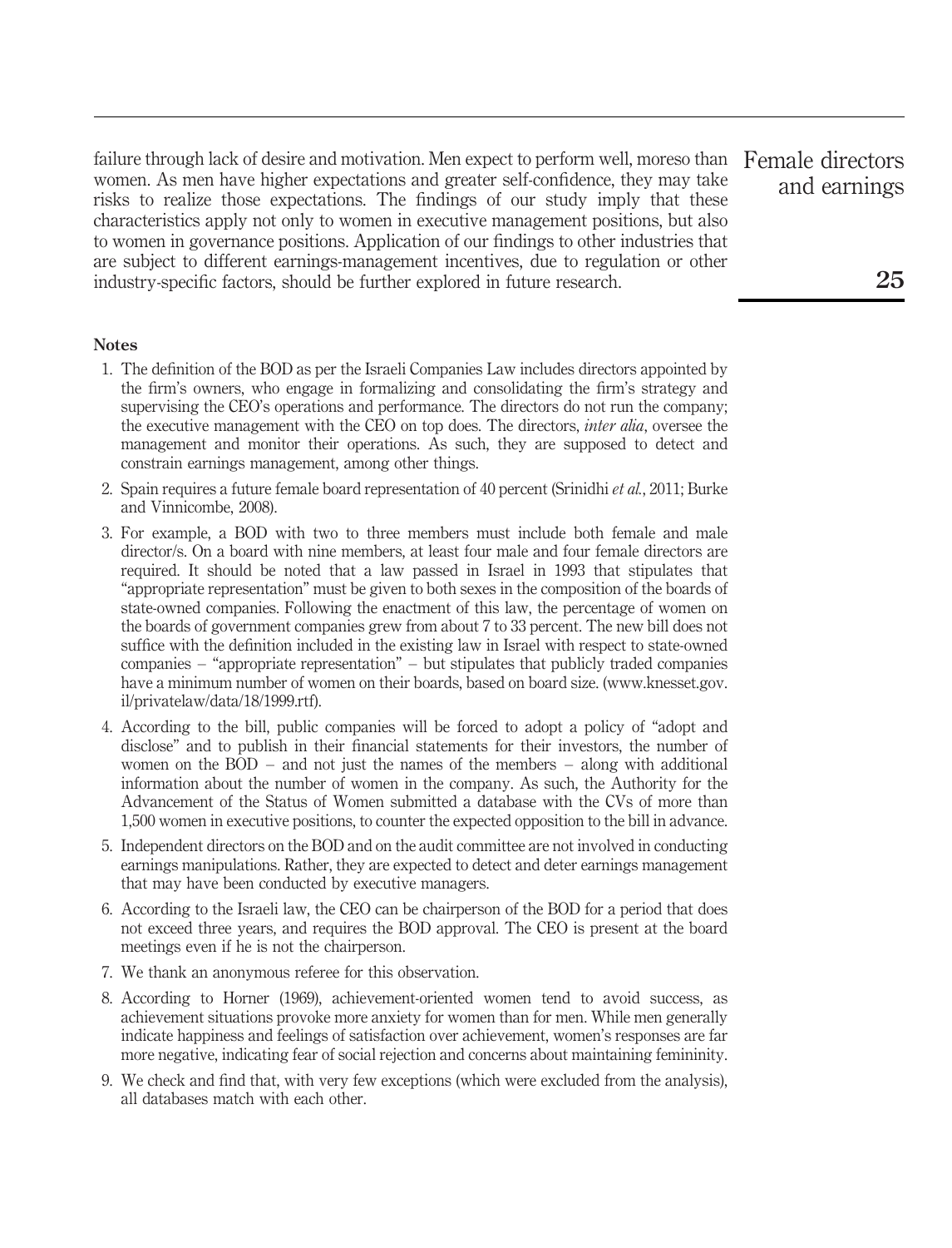failure through lack of desire and motivation. Men expect to perform well, moreso than women. As men have higher expectations and greater self-confidence, they may take risks to realize those expectations. The findings of our study imply that these characteristics apply not only to women in executive management positions, but also to women in governance positions. Application of our findings to other industries that are subject to different earnings-management incentives, due to regulation or other industry-specific factors, should be further explored in future research.

#### Notes

1. The definition of the BOD as per the Israeli Companies Law includes directors appointed by the firm's owners, who engage in formalizing and consolidating the firm's strategy and supervising the CEO's operations and performance. The directors do not run the company; the executive management with the CEO on top does. The directors, *inter alia*, oversee the management and monitor their operations. As such, they are supposed to detect and constrain earnings management, among other things.
2. Spain requires a future female board representation of 40 percent (Srinidhi *et al.*, 2011; Burke and Vinnicombe, 2008).
3. For example, a BOD with two to three members must include both female and male director/s. On a board with nine members, at least four male and four female directors are required. It should be noted that a law passed in Israel in 1993 that stipulates that "appropriate representation" must be given to both sexes in the composition of the boards of state-owned companies. Following the enactment of this law, the percentage of women on the boards of government companies grew from about 7 to 33 percent. The new bill does not suffice with the definition included in the existing law in Israel with respect to state-owned companies – "appropriate representation" – but stipulates that publicly traded companies have a minimum number of women on their boards, based on board size. (www.knesset.gov.il/privatelaw/data/18/1999.rtf).
4. According to the bill, public companies will be forced to adopt a policy of "adopt and disclose" and to publish in their financial statements for their investors, the number of women on the BOD – and not just the names of the members – along with additional information about the number of women in the company. As such, the Authority for the Advancement of the Status of Women submitted a database with the CVs of more than 1,500 women in executive positions, to counter the expected opposition to the bill in advance.
5. Independent directors on the BOD and on the audit committee are not involved in conducting earnings manipulations. Rather, they are expected to detect and deter earnings management that may have been conducted by executive managers.
6. According to the Israeli law, the CEO can be chairperson of the BOD for a period that does not exceed three years, and requires the BOD approval. The CEO is present at the board meetings even if he is not the chairperson.
7. We thank an anonymous referee for this observation.
8. According to Horner (1969), achievement-oriented women tend to avoid success, as achievement situations provoke more anxiety for women than for men. While men generally indicate happiness and feelings of satisfaction over achievement, women's responses are far more negative, indicating fear of social rejection and concerns about maintaining femininity.
9. We check and find that, with very few exceptions (which were excluded from the analysis), all databases match with each other.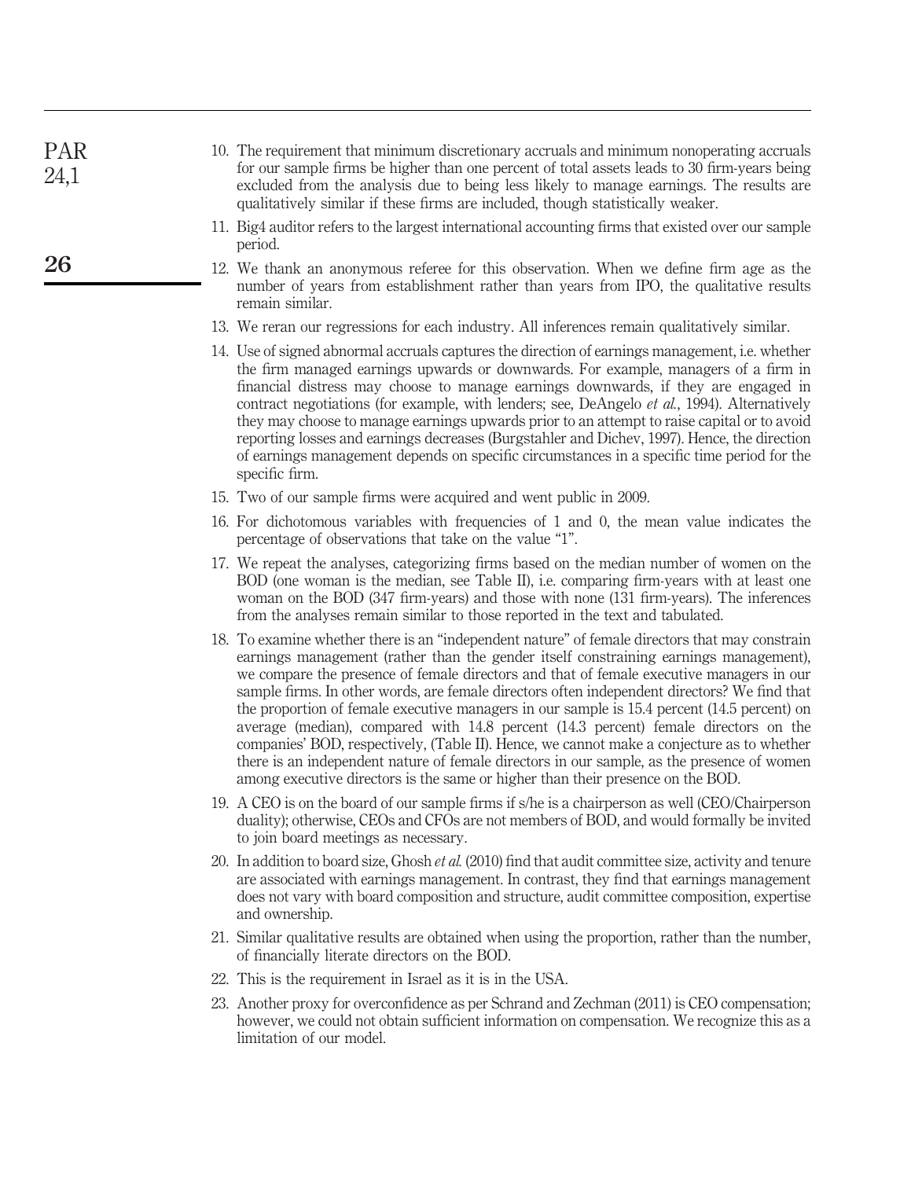10. The requirement that minimum discretionary accruals and minimum nonoperating accruals for our sample firms be higher than one percent of total assets leads to 30 firm-years being excluded from the analysis due to being less likely to manage earnings. The results are qualitatively similar if these firms are included, though statistically weaker.
11. Big4 auditor refers to the largest international accounting firms that existed over our sample period.
12. We thank an anonymous referee for this observation. When we define firm age as the number of years from establishment rather than years from IPO, the qualitative results remain similar.
13. We reran our regressions for each industry. All inferences remain qualitatively similar.
14. Use of signed abnormal accruals captures the direction of earnings management, i.e. whether the firm managed earnings upwards or downwards. For example, managers of a firm in financial distress may choose to manage earnings downwards, if they are engaged in contract negotiations (for example, with lenders; see, DeAngelo *et al.*, 1994). Alternatively they may choose to manage earnings upwards prior to an attempt to raise capital or to avoid reporting losses and earnings decreases (Burgstahler and Dichev, 1997). Hence, the direction of earnings management depends on specific circumstances in a specific time period for the specific firm.
15. Two of our sample firms were acquired and went public in 2009.
16. For dichotomous variables with frequencies of 1 and 0, the mean value indicates the percentage of observations that take on the value "1".
17. We repeat the analyses, categorizing firms based on the median number of women on the BOD (one woman is the median, see Table II), i.e. comparing firm-years with at least one woman on the BOD (347 firm-years) and those with none (131 firm-years). The inferences from the analyses remain similar to those reported in the text and tabulated.
18. To examine whether there is an "independent nature" of female directors that may constrain earnings management (rather than the gender itself constraining earnings management), we compare the presence of female directors and that of female executive managers in our sample firms. In other words, are female directors often independent directors? We find that the proportion of female executive managers in our sample is 15.4 percent (14.5 percent) on average (median), compared with 14.8 percent (14.3 percent) female directors on the companies' BOD, respectively, (Table II). Hence, we cannot make a conjecture as to whether there is an independent nature of female directors in our sample, as the presence of women among executive directors is the same or higher than their presence on the BOD.
19. A CEO is on the board of our sample firms if s/he is a chairperson as well (CEO/Chairperson duality); otherwise, CEOs and CFOs are not members of BOD, and would formally be invited to join board meetings as necessary.
20. In addition to board size, Ghosh *et al.* (2010) find that audit committee size, activity and tenure are associated with earnings management. In contrast, they find that earnings management does not vary with board composition and structure, audit committee composition, expertise and ownership.
21. Similar qualitative results are obtained when using the proportion, rather than the number, of financially literate directors on the BOD.
22. This is the requirement in Israel as it is in the USA.
23. Another proxy for overconfidence as per Schrand and Zechman (2011) is CEO compensation; however, we could not obtain sufficient information on compensation. We recognize this as a limitation of our model.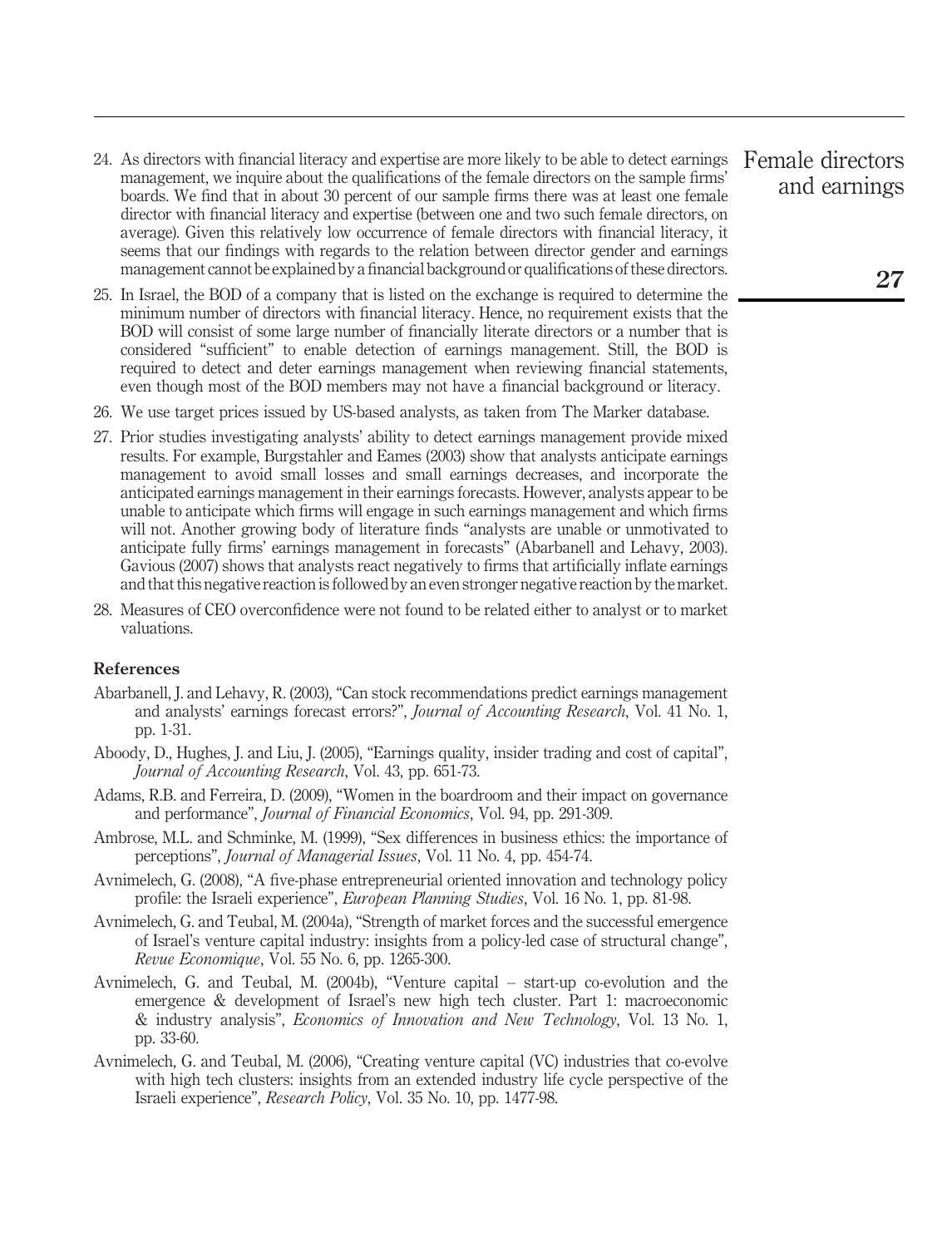24. As directors with financial literacy and expertise are more likely to be able to detect earnings management, we inquire about the qualifications of the female directors on the sample firms' boards. We find that in about 30 percent of our sample firms there was at least one female director with financial literacy and expertise (between one and two such female directors, on average). Given this relatively low occurrence of female directors with financial literacy, it seems that our findings with regards to the relation between director gender and earnings management cannot be explained by a financial background or qualifications of these directors.
25. In Israel, the BOD of a company that is listed on the exchange is required to determine the minimum number of directors with financial literacy. Hence, no requirement exists that the BOD will consist of some large number of financially literate directors or a number that is considered "sufficient" to enable detection of earnings management. Still, the BOD is required to detect and deter earnings management when reviewing financial statements, even though most of the BOD members may not have a financial background or literacy.
26. We use target prices issued by US-based analysts, as taken from The Marker database.
27. Prior studies investigating analysts' ability to detect earnings management provide mixed results. For example, Burgstahler and Eames (2003) show that analysts anticipate earnings management to avoid small losses and small earnings decreases, and incorporate the anticipated earnings management in their earnings forecasts. However, analysts appear to be unable to anticipate which firms will engage in such earnings management and which firms will not. Another growing body of literature finds "analysts are unable or unmotivated to anticipate fully firms' earnings management in forecasts" (Abarbanell and Lehavy, 2003). Gavious (2007) shows that analysts react negatively to firms that artificially inflate earnings and that this negative reaction is followed by an even stronger negative reaction by the market.
28. Measures of CEO overconfidence were not found to be related either to analyst or to market valuations.

## References

Abarbanell, J. and Lehavy, R. (2003), "Can stock recommendations predict earnings management and analysts' earnings forecast errors?", *Journal of Accounting Research*, Vol. 41 No. 1, pp. 1-31.

Aboody, D., Hughes, J. and Liu, J. (2005), "Earnings quality, insider trading and cost of capital", *Journal of Accounting Research*, Vol. 43, pp. 651-73.

Adams, R.B. and Ferreira, D. (2009), "Women in the boardroom and their impact on governance and performance", *Journal of Financial Economics*, Vol. 94, pp. 291-309.

Ambrose, M.L. and Schminke, M. (1999), "Sex differences in business ethics: the importance of perceptions", *Journal of Managerial Issues*, Vol. 11 No. 4, pp. 454-74.

Avnimelech, G. (2008), "A five-phase entrepreneurial oriented innovation and technology policy profile: the Israeli experience", *European Planning Studies*, Vol. 16 No. 1, pp. 81-98.

Avnimelech, G. and Teubal, M. (2004a), "Strength of market forces and the successful emergence of Israel's venture capital industry: insights from a policy-led case of structural change", *Revue Economique*, Vol. 55 No. 6, pp. 1265-300.

Avnimelech, G. and Teubal, M. (2004b), "Venture capital – start-up co-evolution and the emergence & development of Israel's new high tech cluster. Part 1: macroeconomic & industry analysis", *Economics of Innovation and New Technology*, Vol. 13 No. 1, pp. 33-60.

Avnimelech, G. and Teubal, M. (2006), "Creating venture capital (VC) industries that co-evolve with high tech clusters: insights from an extended industry life cycle perspective of the Israeli experience", *Research Policy*, Vol. 35 No. 10, pp. 1477-98.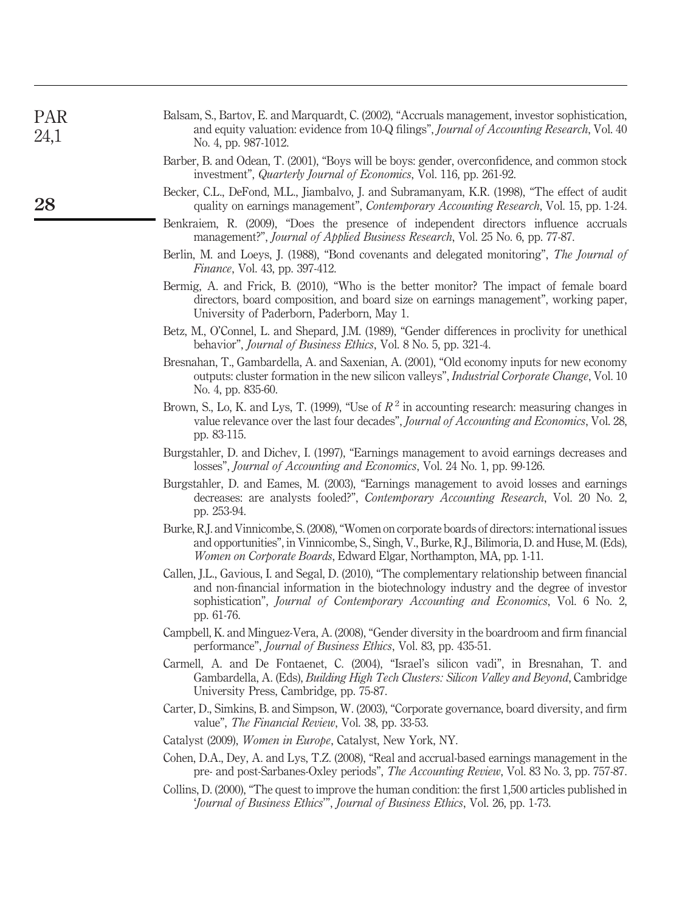Balsam, S., Bartov, E. and Marquardt, C. (2002), "Accruals management, investor sophistication, and equity valuation: evidence from 10-Q filings", *Journal of Accounting Research*, Vol. 40 No. 4, pp. 987-1012.

Barber, B. and Odean, T. (2001), "Boys will be boys: gender, overconfidence, and common stock investment", *Quarterly Journal of Economics*, Vol. 116, pp. 261-92.

Becker, C.L., DeFond, M.L., Jiambalvo, J. and Subramanyam, K.R. (1998), "The effect of audit quality on earnings management", *Contemporary Accounting Research*, Vol. 15, pp. 1-24.

Benkraiem, R. (2009), "Does the presence of independent directors influence accruals management?", *Journal of Applied Business Research*, Vol. 25 No. 6, pp. 77-87.

Berlin, M. and Loeys, J. (1988), "Bond covenants and delegated monitoring", *The Journal of Finance*, Vol. 43, pp. 397-412.

Bermig, A. and Frick, B. (2010), "Who is the better monitor? The impact of female board directors, board composition, and board size on earnings management", working paper, University of Paderborn, Paderborn, May 1.

Betz, M., O'Connel, L. and Shepard, J.M. (1989), "Gender differences in proclivity for unethical behavior", *Journal of Business Ethics*, Vol. 8 No. 5, pp. 321-4.

Bresnahan, T., Gambardella, A. and Saxenian, A. (2001), "Old economy inputs for new economy outputs: cluster formation in the new silicon valleys", *Industrial Corporate Change*, Vol. 10 No. 4, pp. 835-60.

Brown, S., Lo, K. and Lys, T. (1999), "Use of $R^2$ in accounting research: measuring changes in value relevance over the last four decades", *Journal of Accounting and Economics*, Vol. 28, pp. 83-115.

Burgstahler, D. and Dichev, I. (1997), "Earnings management to avoid earnings decreases and losses", *Journal of Accounting and Economics*, Vol. 24 No. 1, pp. 99-126.

Burgstahler, D. and Eames, M. (2003), "Earnings management to avoid losses and earnings decreases: are analysts fooled?", *Contemporary Accounting Research*, Vol. 20 No. 2, pp. 253-94.

Burke, R.J. and Vinnicombe, S. (2008), "Women on corporate boards of directors: international issues and opportunities", in Vinnicombe, S., Singh, V., Burke, R.J., Bilimoria, D. and Huse, M. (Eds), *Women on Corporate Boards*, Edward Elgar, Northampton, MA, pp. 1-11.

Callen, J.L., Gavious, I. and Segal, D. (2010), "The complementary relationship between financial and non-financial information in the biotechnology industry and the degree of investor sophistication", *Journal of Contemporary Accounting and Economics*, Vol. 6 No. 2, pp. 61-76.

Campbell, K. and Minguez-Vera, A. (2008), "Gender diversity in the boardroom and firm financial performance", *Journal of Business Ethics*, Vol. 83, pp. 435-51.

Carmell, A. and De Fontaenet, C. (2004), "Israel's silicon vadi", in Bresnahan, T. and Gambardella, A. (Eds), *Building High Tech Clusters: Silicon Valley and Beyond*, Cambridge University Press, Cambridge, pp. 75-87.

Carter, D., Simkins, B. and Simpson, W. (2003), "Corporate governance, board diversity, and firm value", *The Financial Review*, Vol. 38, pp. 33-53.

Catalyst (2009), *Women in Europe*, Catalyst, New York, NY.

Cohen, D.A., Dey, A. and Lys, T.Z. (2008), "Real and accrual-based earnings management in the pre- and post-Sarbanes-Oxley periods", *The Accounting Review*, Vol. 83 No. 3, pp. 757-87.

Collins, D. (2000), "The quest to improve the human condition: the first 1,500 articles published in '*Journal of Business Ethics*'", *Journal of Business Ethics*, Vol. 26, pp. 1-73.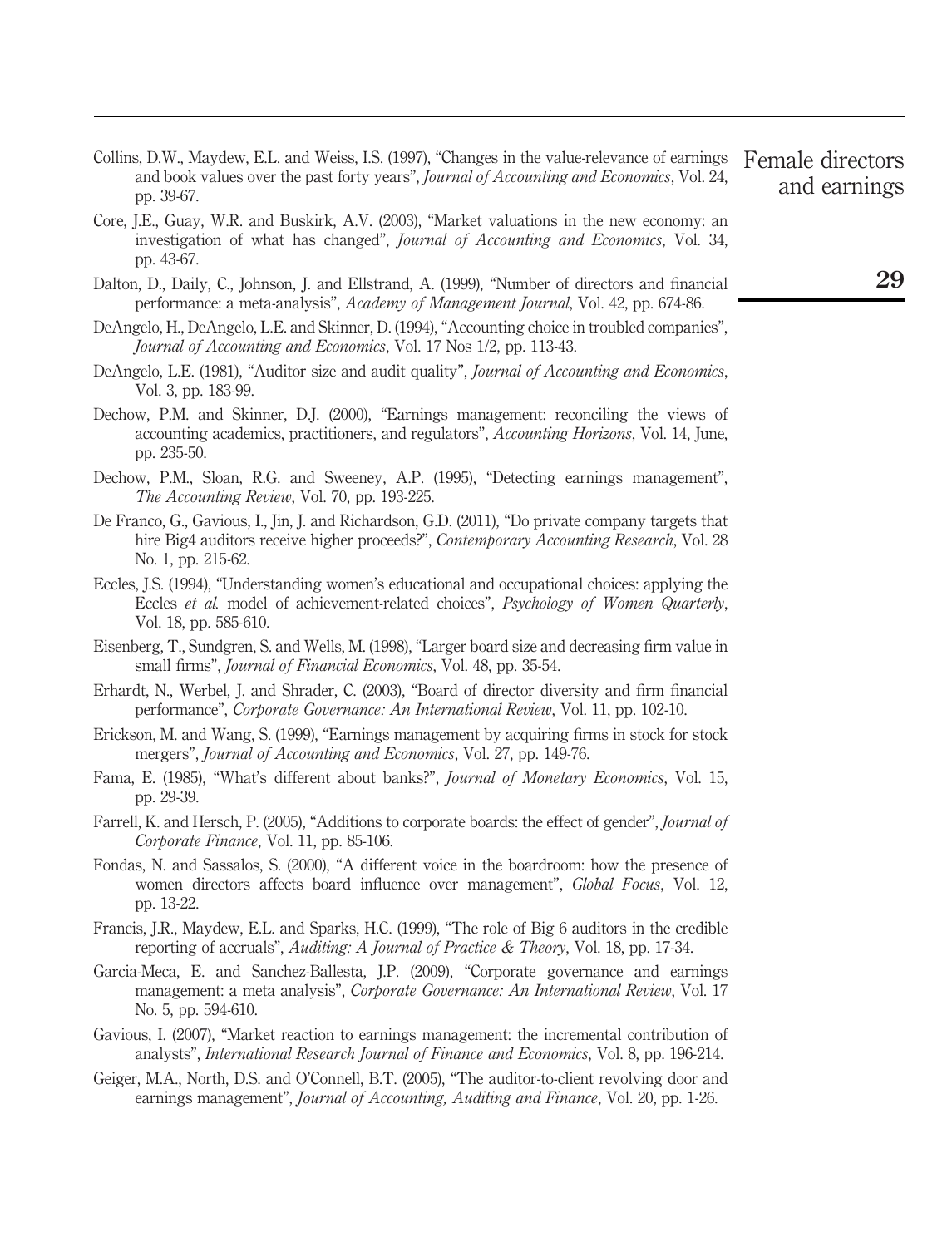Collins, D.W., Maydew, E.L. and Weiss, I.S. (1997), "Changes in the value-relevance of earnings and book values over the past forty years", *Journal of Accounting and Economics*, Vol. 24, pp. 39-67.

Core, J.E., Guay, W.R. and Buskirk, A.V. (2003), "Market valuations in the new economy: an investigation of what has changed", *Journal of Accounting and Economics*, Vol. 34, pp. 43-67.

Dalton, D., Daily, C., Johnson, J. and Ellstrand, A. (1999), "Number of directors and financial performance: a meta-analysis", *Academy of Management Journal*, Vol. 42, pp. 674-86.

DeAngelo, H., DeAngelo, L.E. and Skinner, D. (1994), "Accounting choice in troubled companies", *Journal of Accounting and Economics*, Vol. 17 Nos 1/2, pp. 113-43.

DeAngelo, L.E. (1981), "Auditor size and audit quality", *Journal of Accounting and Economics*, Vol. 3, pp. 183-99.

Dechow, P.M. and Skinner, D.J. (2000), "Earnings management: reconciling the views of accounting academics, practitioners, and regulators", *Accounting Horizons*, Vol. 14, June, pp. 235-50.

Dechow, P.M., Sloan, R.G. and Sweeney, A.P. (1995), "Detecting earnings management", *The Accounting Review*, Vol. 70, pp. 193-225.

De Franco, G., Gavious, I., Jin, J. and Richardson, G.D. (2011), "Do private company targets that hire Big4 auditors receive higher proceeds?", *Contemporary Accounting Research*, Vol. 28 No. 1, pp. 215-62.

Eccles, J.S. (1994), "Understanding women's educational and occupational choices: applying the Eccles *et al.* model of achievement-related choices", *Psychology of Women Quarterly*, Vol. 18, pp. 585-610.

Eisenberg, T., Sundgren, S. and Wells, M. (1998), "Larger board size and decreasing firm value in small firms", *Journal of Financial Economics*, Vol. 48, pp. 35-54.

Erhardt, N., Werbel, J. and Shrader, C. (2003), "Board of director diversity and firm financial performance", *Corporate Governance: An International Review*, Vol. 11, pp. 102-10.

Erickson, M. and Wang, S. (1999), "Earnings management by acquiring firms in stock for stock mergers", *Journal of Accounting and Economics*, Vol. 27, pp. 149-76.

Fama, E. (1985), "What's different about banks?", *Journal of Monetary Economics*, Vol. 15, pp. 29-39.

Farrell, K. and Hersch, P. (2005), "Additions to corporate boards: the effect of gender", *Journal of Corporate Finance*, Vol. 11, pp. 85-106.

Fondas, N. and Sassalos, S. (2000), "A different voice in the boardroom: how the presence of women directors affects board influence over management", *Global Focus*, Vol. 12, pp. 13-22.

Francis, J.R., Maydew, E.L. and Sparks, H.C. (1999), "The role of Big 6 auditors in the credible reporting of accruals", *Auditing: A Journal of Practice & Theory*, Vol. 18, pp. 17-34.

Garcia-Meca, E. and Sanchez-Ballesta, J.P. (2009), "Corporate governance and earnings management: a meta analysis", *Corporate Governance: An International Review*, Vol. 17 No. 5, pp. 594-610.

Gavious, I. (2007), "Market reaction to earnings management: the incremental contribution of analysts", *International Research Journal of Finance and Economics*, Vol. 8, pp. 196-214.

Geiger, M.A., North, D.S. and O'Connell, B.T. (2005), "The auditor-to-client revolving door and earnings management", *Journal of Accounting, Auditing and Finance*, Vol. 20, pp. 1-26.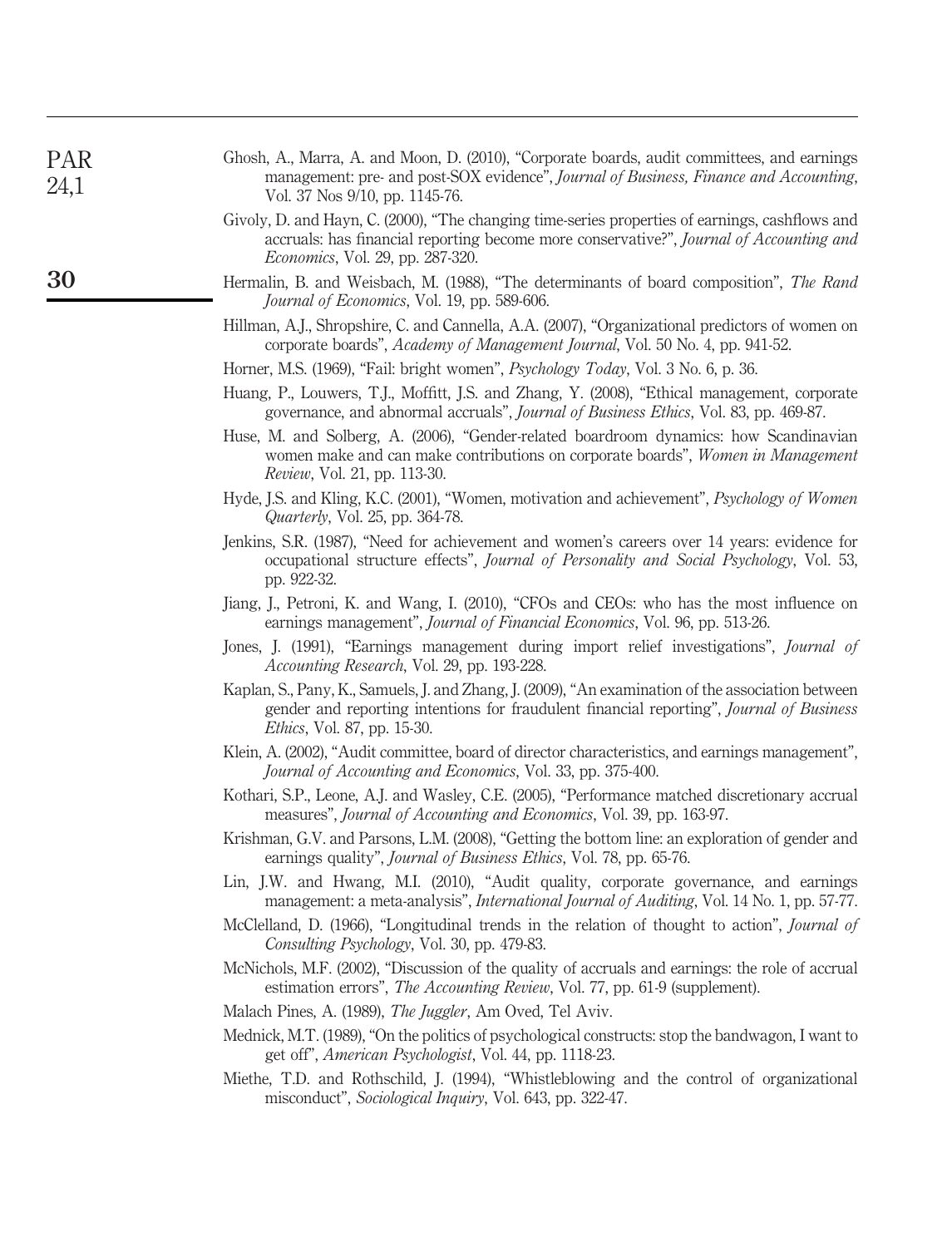Ghosh, A., Marra, A. and Moon, D. (2010), "Corporate boards, audit committees, and earnings management: pre- and post-SOX evidence", *Journal of Business, Finance and Accounting*, Vol. 37 Nos 9/10, pp. 1145-76.

Givoly, D. and Hayn, C. (2000), "The changing time-series properties of earnings, cashflows and accruals: has financial reporting become more conservative?", *Journal of Accounting and Economics*, Vol. 29, pp. 287-320.

Hermalin, B. and Weisbach, M. (1988), "The determinants of board composition", *The Rand Journal of Economics*, Vol. 19, pp. 589-606.

Hillman, A.J., Shropshire, C. and Cannella, A.A. (2007), "Organizational predictors of women on corporate boards", *Academy of Management Journal*, Vol. 50 No. 4, pp. 941-52.

Horner, M.S. (1969), "Fail: bright women", *Psychology Today*, Vol. 3 No. 6, p. 36.

Huang, P., Louwers, T.J., Moffitt, J.S. and Zhang, Y. (2008), "Ethical management, corporate governance, and abnormal accruals", *Journal of Business Ethics*, Vol. 83, pp. 469-87.

Huse, M. and Solberg, A. (2006), "Gender-related boardroom dynamics: how Scandinavian women make and can make contributions on corporate boards", *Women in Management Review*, Vol. 21, pp. 113-30.

Hyde, J.S. and Kling, K.C. (2001), "Women, motivation and achievement", *Psychology of Women Quarterly*, Vol. 25, pp. 364-78.

Jenkins, S.R. (1987), "Need for achievement and women's careers over 14 years: evidence for occupational structure effects", *Journal of Personality and Social Psychology*, Vol. 53, pp. 922-32.

Jiang, J., Petroni, K. and Wang, I. (2010), "CFOs and CEOs: who has the most influence on earnings management", *Journal of Financial Economics*, Vol. 96, pp. 513-26.

Jones, J. (1991), "Earnings management during import relief investigations", *Journal of Accounting Research*, Vol. 29, pp. 193-228.

Kaplan, S., Pany, K., Samuels, J. and Zhang, J. (2009), "An examination of the association between gender and reporting intentions for fraudulent financial reporting", *Journal of Business Ethics*, Vol. 87, pp. 15-30.

Klein, A. (2002), "Audit committee, board of director characteristics, and earnings management", *Journal of Accounting and Economics*, Vol. 33, pp. 375-400.

Kothari, S.P., Leone, A.J. and Wasley, C.E. (2005), "Performance matched discretionary accrual measures", *Journal of Accounting and Economics*, Vol. 39, pp. 163-97.

Krishman, G.V. and Parsons, L.M. (2008), "Getting the bottom line: an exploration of gender and earnings quality", *Journal of Business Ethics*, Vol. 78, pp. 65-76.

Lin, J.W. and Hwang, M.I. (2010), "Audit quality, corporate governance, and earnings management: a meta-analysis", *International Journal of Auditing*, Vol. 14 No. 1, pp. 57-77.

McClelland, D. (1966), "Longitudinal trends in the relation of thought to action", *Journal of Consulting Psychology*, Vol. 30, pp. 479-83.

McNichols, M.F. (2002), "Discussion of the quality of accruals and earnings: the role of accrual estimation errors", *The Accounting Review*, Vol. 77, pp. 61-9 (supplement).

Malach Pines, A. (1989), *The Juggler*, Am Oved, Tel Aviv.

Mednick, M.T. (1989), "On the politics of psychological constructs: stop the bandwagon, I want to get off", *American Psychologist*, Vol. 44, pp. 1118-23.

Miethe, T.D. and Rothschild, J. (1994), "Whistleblowing and the control of organizational misconduct", *Sociological Inquiry*, Vol. 643, pp. 322-47.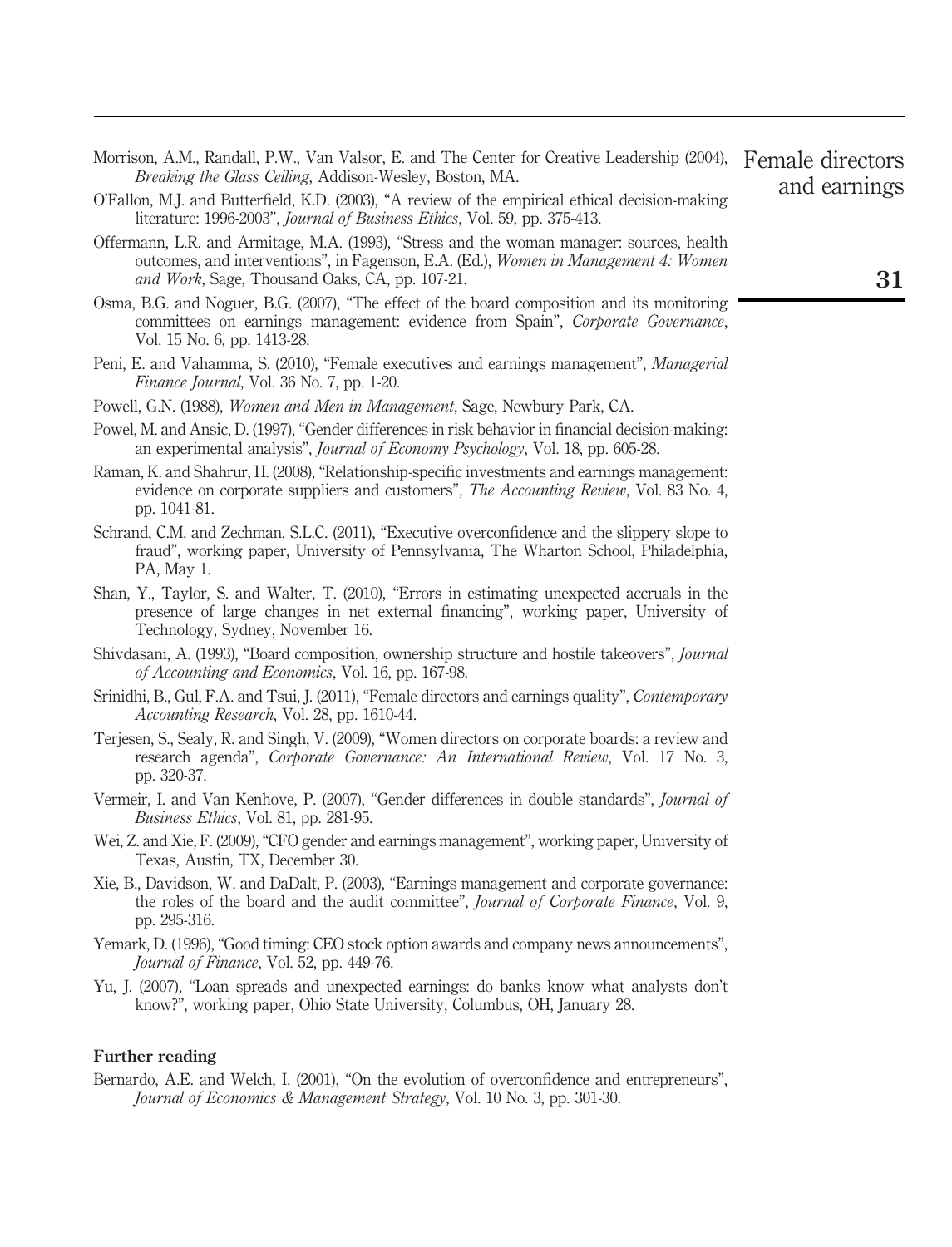Morrison, A.M., Randall, P.W., Van Valsor, E. and The Center for Creative Leadership (2004), *Breaking the Glass Ceiling*, Addison-Wesley, Boston, MA.

O'Fallon, M.J. and Butterfield, K.D. (2003), "A review of the empirical ethical decision-making literature: 1996-2003", *Journal of Business Ethics*, Vol. 59, pp. 375-413.

Offermann, L.R. and Armitage, M.A. (1993), "Stress and the woman manager: sources, health outcomes, and interventions", in Fagenson, E.A. (Ed.), *Women in Management 4: Women and Work*, Sage, Thousand Oaks, CA, pp. 107-21.

Osma, B.G. and Noguer, B.G. (2007), "The effect of the board composition and its monitoring committees on earnings management: evidence from Spain", *Corporate Governance*, Vol. 15 No. 6, pp. 1413-28.

Peni, E. and Vahamma, S. (2010), "Female executives and earnings management", *Managerial Finance Journal*, Vol. 36 No. 7, pp. 1-20.

Powell, G.N. (1988), *Women and Men in Management*, Sage, Newbury Park, CA.

Powel, M. and Ansic, D. (1997), "Gender differences in risk behavior in financial decision-making: an experimental analysis", *Journal of Economy Psychology*, Vol. 18, pp. 605-28.

Raman, K. and Shahrur, H. (2008), "Relationship-specific investments and earnings management: evidence on corporate suppliers and customers", *The Accounting Review*, Vol. 83 No. 4, pp. 1041-81.

Schrand, C.M. and Zechman, S.L.C. (2011), "Executive overconfidence and the slippery slope to fraud", working paper, University of Pennsylvania, The Wharton School, Philadelphia, PA, May 1.

Shan, Y., Taylor, S. and Walter, T. (2010), "Errors in estimating unexpected accruals in the presence of large changes in net external financing", working paper, University of Technology, Sydney, November 16.

Shivdasani, A. (1993), "Board composition, ownership structure and hostile takeovers", *Journal of Accounting and Economics*, Vol. 16, pp. 167-98.

Srinidhi, B., Gul, F.A. and Tsui, J. (2011), "Female directors and earnings quality", *Contemporary Accounting Research*, Vol. 28, pp. 1610-44.

Terjesen, S., Sealy, R. and Singh, V. (2009), "Women directors on corporate boards: a review and research agenda", *Corporate Governance: An International Review*, Vol. 17 No. 3, pp. 320-37.

Vermeir, I. and Van Kenhove, P. (2007), "Gender differences in double standards", *Journal of Business Ethics*, Vol. 81, pp. 281-95.

Wei, Z. and Xie, F. (2009), "CFO gender and earnings management", working paper, University of Texas, Austin, TX, December 30.

Xie, B., Davidson, W. and DaDalt, P. (2003), "Earnings management and corporate governance: the roles of the board and the audit committee", *Journal of Corporate Finance*, Vol. 9, pp. 295-316.

Yemark, D. (1996), "Good timing: CEO stock option awards and company news announcements", *Journal of Finance*, Vol. 52, pp. 449-76.

Yu, J. (2007), "Loan spreads and unexpected earnings: do banks know what analysts don't know?", working paper, Ohio State University, Columbus, OH, January 28.

## Further reading

Bernardo, A.E. and Welch, I. (2001), "On the evolution of overconfidence and entrepreneurs", *Journal of Economics & Management Strategy*, Vol. 10 No. 3, pp. 301-30.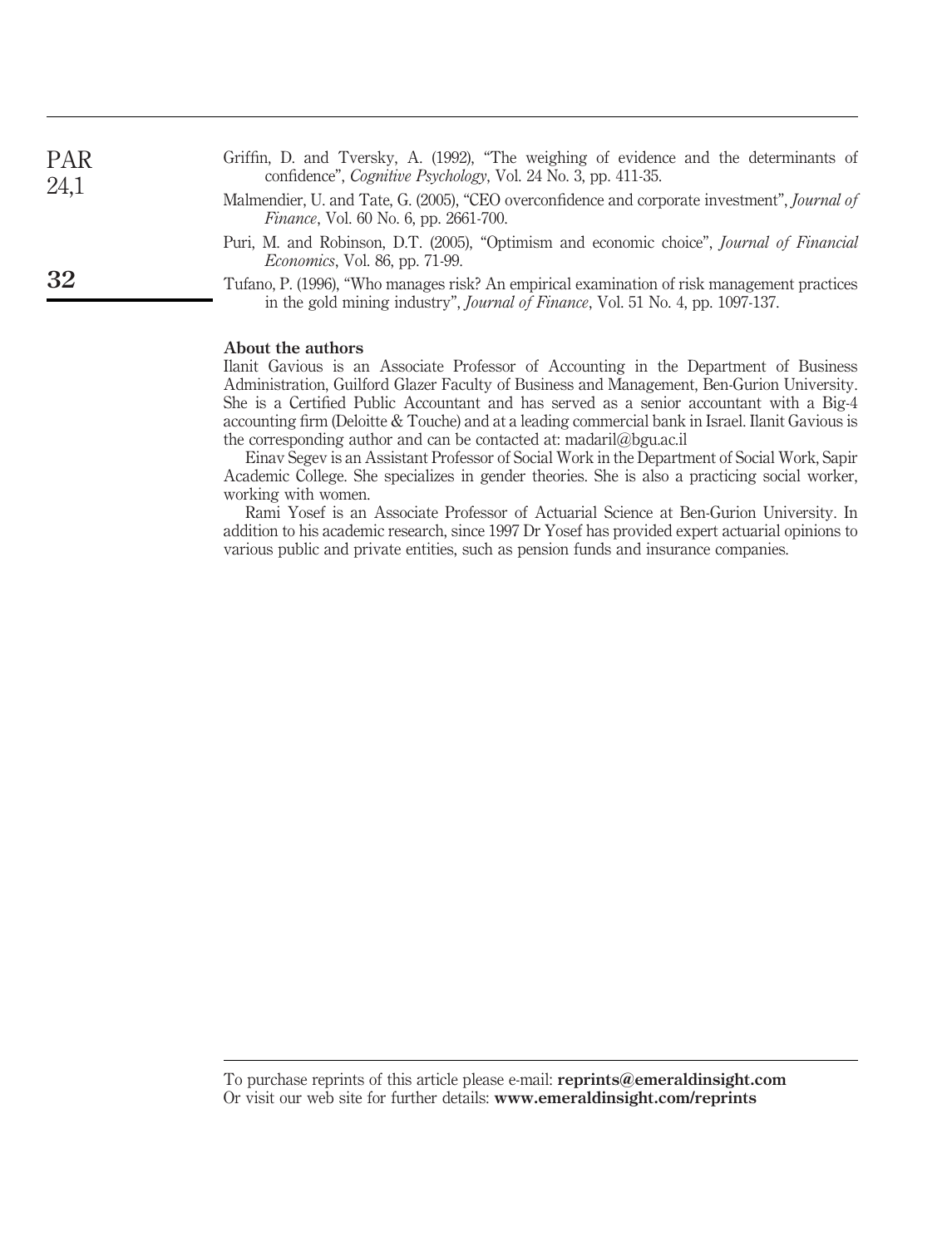Griffin, D. and Tversky, A. (1992), "The weighing of evidence and the determinants of confidence", *Cognitive Psychology*, Vol. 24 No. 3, pp. 411-35.

Malmendier, U. and Tate, G. (2005), "CEO overconfidence and corporate investment", *Journal of Finance*, Vol. 60 No. 6, pp. 2661-700.

Puri, M. and Robinson, D.T. (2005), "Optimism and economic choice", *Journal of Financial Economics*, Vol. 86, pp. 71-99.

Tufano, P. (1996), "Who manages risk? An empirical examination of risk management practices in the gold mining industry", *Journal of Finance*, Vol. 51 No. 4, pp. 1097-137.

### About the authors

Ilanit Gavious is an Associate Professor of Accounting in the Department of Business Administration, Guilford Glazer Faculty of Business and Management, Ben-Gurion University. She is a Certified Public Accountant and has served as a senior accountant with a Big-4 accounting firm (Deloitte & Touche) and at a leading commercial bank in Israel. Ilanit Gavious is the corresponding author and can be contacted at: madaril@bgu.ac.il

Einav Segev is an Assistant Professor of Social Work in the Department of Social Work, Sapir Academic College. She specializes in gender theories. She is also a practicing social worker, working with women.

Rami Yosef is an Associate Professor of Actuarial Science at Ben-Gurion University. In addition to his academic research, since 1997 Dr Yosef has provided expert actuarial opinions to various public and private entities, such as pension funds and insurance companies.

To purchase reprints of this article please e-mail: **reprints@emeraldinsight.com**
Or visit our web site for further details: **www.emeraldinsight.com/reprints**